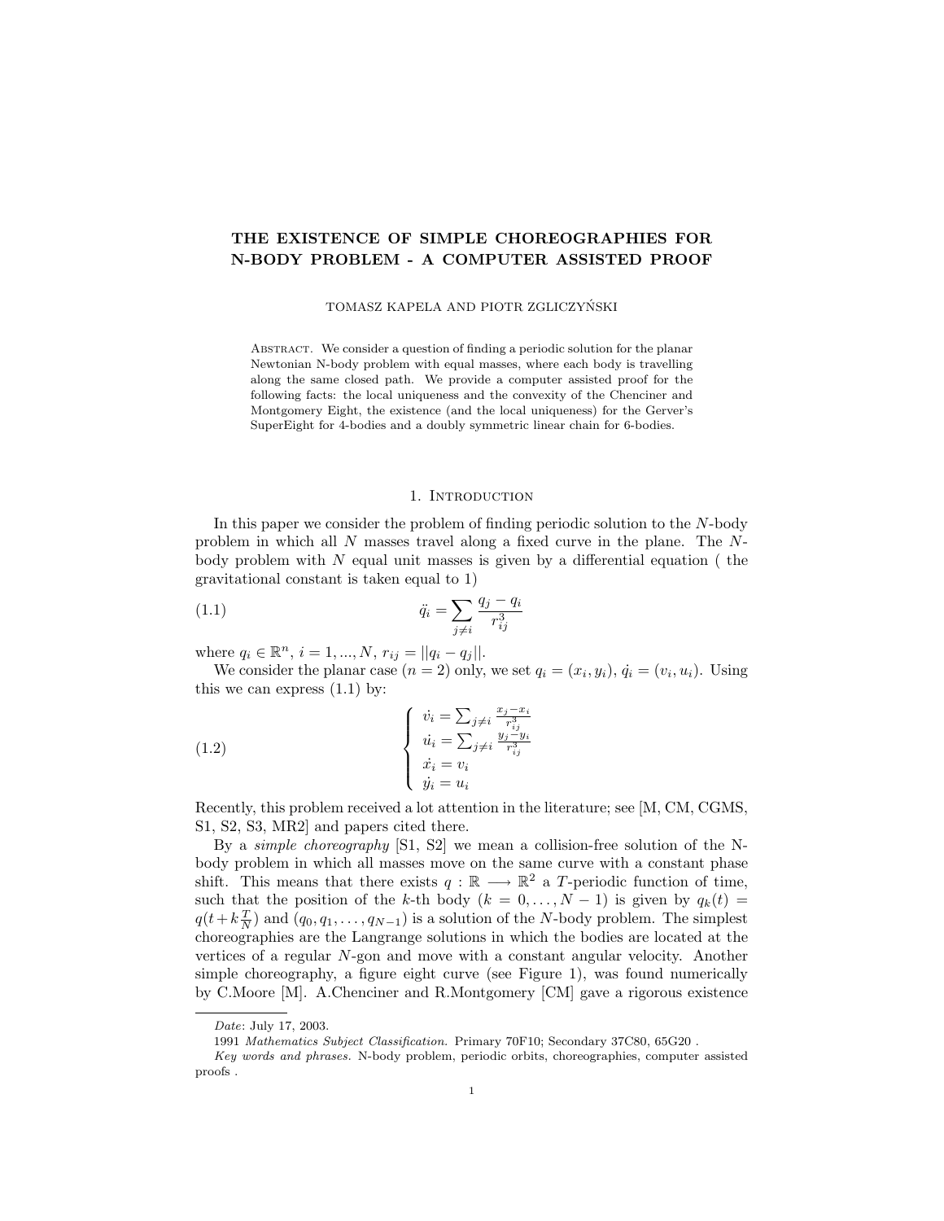# THE EXISTENCE OF SIMPLE CHOREOGRAPHIES FOR N-BODY PROBLEM - A COMPUTER ASSISTED PROOF

TOMASZ KAPELA AND PIOTR ZGLICZYŃSKI

ABSTRACT. We consider a question of finding a periodic solution for the planar Newtonian N-body problem with equal masses, where each body is travelling along the same closed path. We provide a computer assisted proof for the following facts: the local uniqueness and the convexity of the Chenciner and Montgomery Eight, the existence (and the local uniqueness) for the Gerver's SuperEight for 4-bodies and a doubly symmetric linear chain for 6-bodies.

## 1. Introduction

In this paper we consider the problem of finding periodic solution to the $N$-body problem in which all $N$ masses travel along a fixed curve in the plane. The $N$-body problem with $N$ equal unit masses is given by a differential equation ( the gravitational constant is taken equal to 1)

$$\ddot{q}_i = \sum_{j \neq i} \frac{q_j - q_i}{r_{ij}^3} \tag{1.1}$$

where $q_i \in \mathbb{R}^n$, $i = 1, ..., N$, $r_{ij} = ||q_i - q_j||$.

We consider the planar case ($n = 2$) only, we set $q_i = (x_i, y_i)$, $\dot{q}_i = (v_i, u_i)$. Using this we can express (1.1) by:

$$\begin{cases} \dot{v}_i = \sum_{j \neq i} \frac{x_j - x_i}{r_{ij}^3} \\ \dot{u}_i = \sum_{j \neq i} \frac{y_j - y_i}{r_{ij}^3} \\ \dot{x}_i = v_i \\ \dot{y}_i = u_i \end{cases} \tag{1.2}$$

Recently, this problem received a lot attention in the literature; see [M, CM, CGMS, S1, S2, S3, MR2] and papers cited there.

By a *simple choreography* [S1, S2] we mean a collision-free solution of the N-body problem in which all masses move on the same curve with a constant phase shift. This means that there exists $q : \mathbb{R} \longrightarrow \mathbb{R}^2$ a $T$-periodic function of time, such that the position of the $k$-th body ($k = 0, \ldots, N-1$) is given by $q_k(t) = q(t + k\frac{T}{N})$ and $(q_0, q_1, \ldots, q_{N-1})$ is a solution of the $N$-body problem. The simplest choreographies are the Langrange solutions in which the bodies are located at the vertices of a regular $N$-gon and move with a constant angular velocity. Another simple choreography, a figure eight curve (see Figure 1), was found numerically by C.Moore [M]. A.Chenciner and R.Montgomery [CM] gave a rigorous existence

---

*Date*: July 17, 2003.

1991 *Mathematics Subject Classification.* Primary 70F10; Secondary 37C80, 65G20 .

*Key words and phrases.* N-body problem, periodic orbits, choreographies, computer assisted proofs .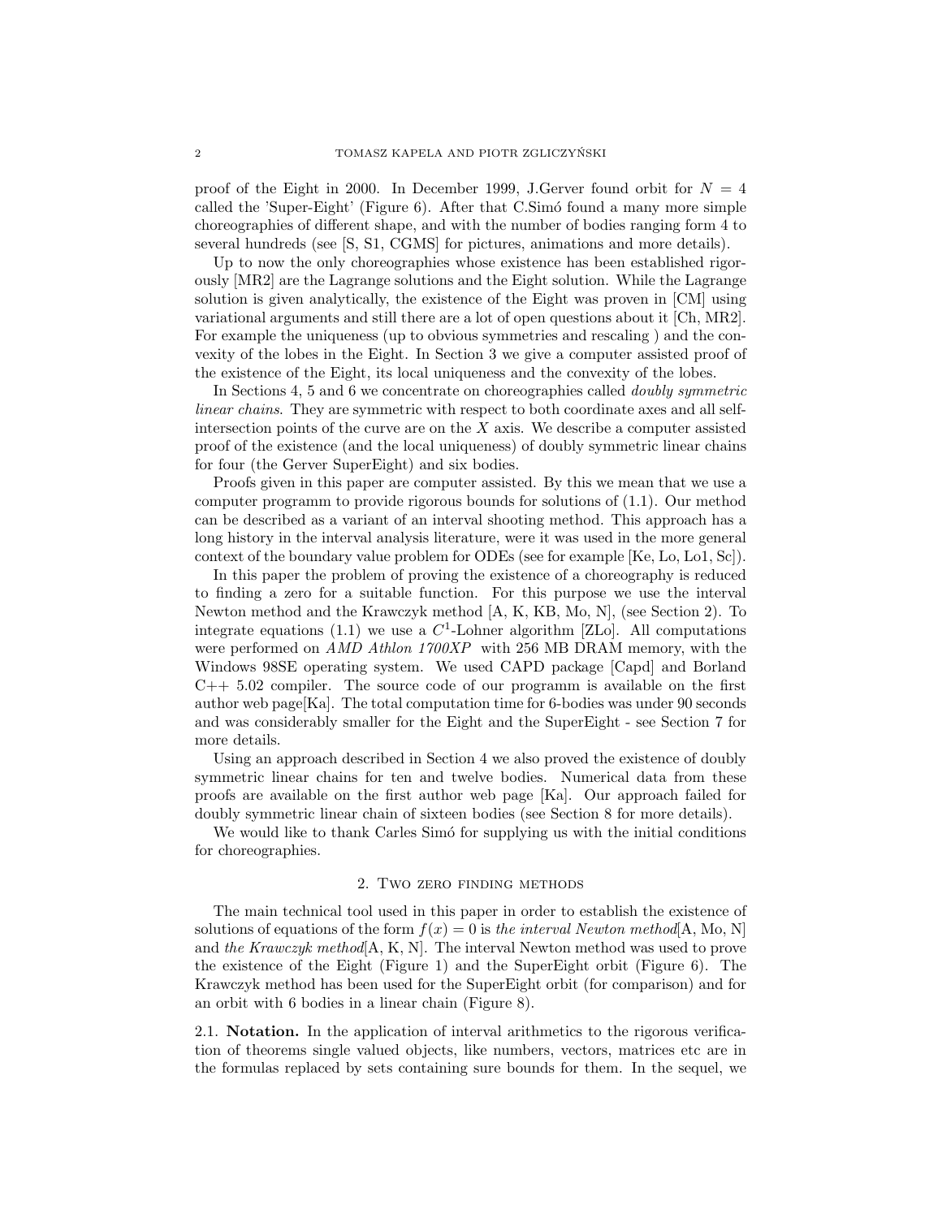proof of the Eight in 2000. In December 1999, J.Gerver found orbit for $N = 4$ called the 'Super-Eight' (Figure 6). After that C.Simó found a many more simple choreographies of different shape, and with the number of bodies ranging form 4 to several hundreds (see [S, S1, CGMS] for pictures, animations and more details).

Up to now the only choreographies whose existence has been established rigorously [MR2] are the Lagrange solutions and the Eight solution. While the Lagrange solution is given analytically, the existence of the Eight was proven in [CM] using variational arguments and still there are a lot of open questions about it [Ch, MR2]. For example the uniqueness (up to obvious symmetries and rescaling ) and the convexity of the lobes in the Eight. In Section 3 we give a computer assisted proof of the existence of the Eight, its local uniqueness and the convexity of the lobes.

In Sections 4, 5 and 6 we concentrate on choreographies called *doubly symmetric linear chains*. They are symmetric with respect to both coordinate axes and all self-intersection points of the curve are on the $X$ axis. We describe a computer assisted proof of the existence (and the local uniqueness) of doubly symmetric linear chains for four (the Gerver SuperEight) and six bodies.

Proofs given in this paper are computer assisted. By this we mean that we use a computer programm to provide rigorous bounds for solutions of (1.1). Our method can be described as a variant of an interval shooting method. This approach has a long history in the interval analysis literature, were it was used in the more general context of the boundary value problem for ODEs (see for example [Ke, Lo, Lo1, Sc]).

In this paper the problem of proving the existence of a choreography is reduced to finding a zero for a suitable function. For this purpose we use the interval Newton method and the Krawczyk method [A, K, KB, Mo, N], (see Section 2). To integrate equations (1.1) we use a $C^1$-Lohner algorithm [ZLo]. All computations were performed on *AMD Athlon 1700XP* with 256 MB DRAM memory, with the Windows 98SE operating system. We used CAPD package [Capd] and Borland C++ 5.02 compiler. The source code of our programm is available on the first author web page[Ka]. The total computation time for 6-bodies was under 90 seconds and was considerably smaller for the Eight and the SuperEight - see Section 7 for more details.

Using an approach described in Section 4 we also proved the existence of doubly symmetric linear chains for ten and twelve bodies. Numerical data from these proofs are available on the first author web page [Ka]. Our approach failed for doubly symmetric linear chain of sixteen bodies (see Section 8 for more details).

We would like to thank Carles Simó for supplying us with the initial conditions for choreographies.

## 2. Two zero finding methods

The main technical tool used in this paper in order to establish the existence of solutions of equations of the form $f(x) = 0$ is *the interval Newton method*[A, Mo, N] and *the Krawczyk method*[A, K, N]. The interval Newton method was used to prove the existence of the Eight (Figure 1) and the SuperEight orbit (Figure 6). The Krawczyk method has been used for the SuperEight orbit (for comparison) and for an orbit with 6 bodies in a linear chain (Figure 8).

**2.1. Notation.** In the application of interval arithmetics to the rigorous verification of theorems single valued objects, like numbers, vectors, matrices etc are in the formulas replaced by sets containing sure bounds for them. In the sequel, we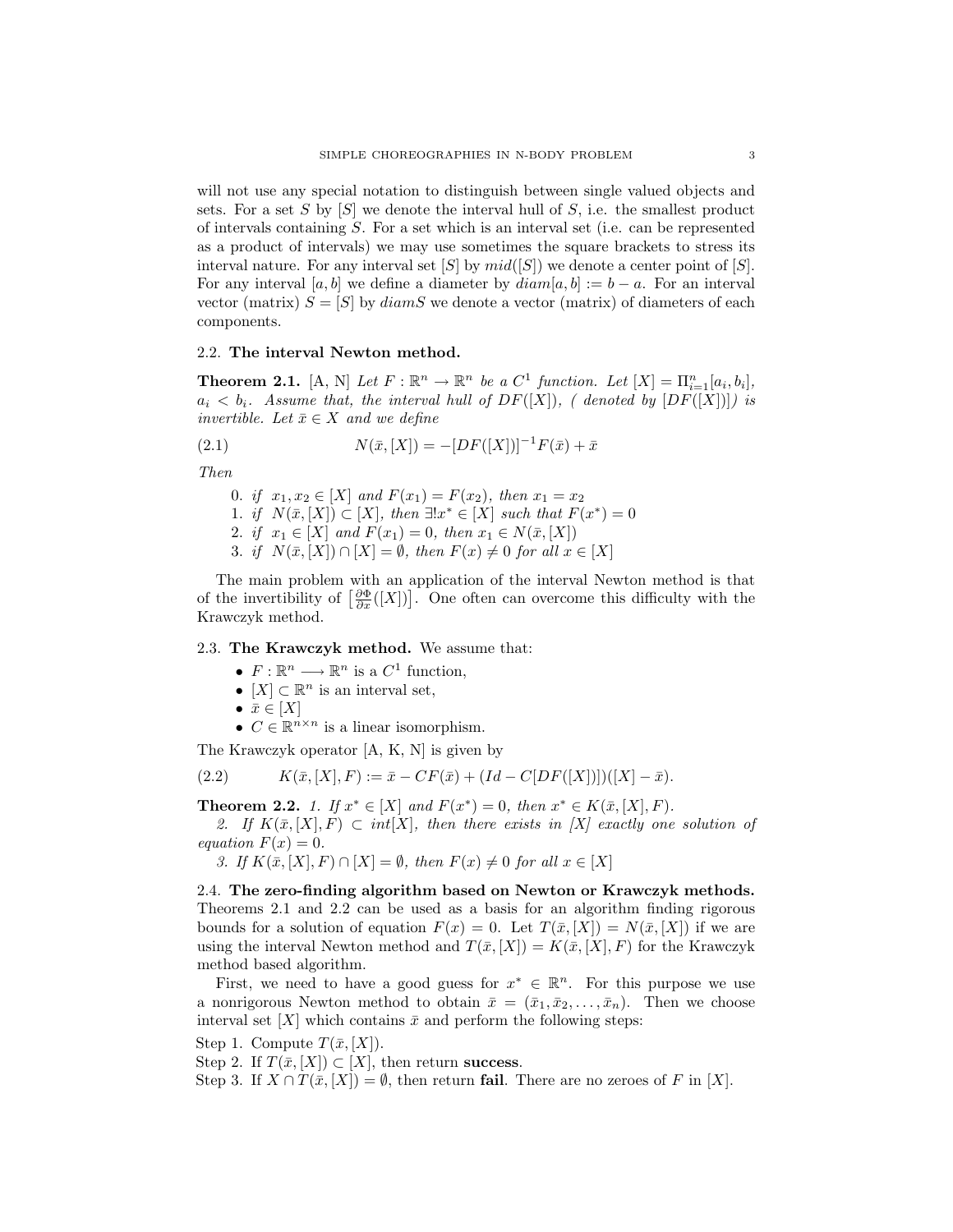will not use any special notation to distinguish between single valued objects and sets. For a set $S$ by $[S]$ we denote the interval hull of $S$, i.e. the smallest product of intervals containing $S$. For a set which is an interval set (i.e. can be represented as a product of intervals) we may use sometimes the square brackets to stress its interval nature. For any interval set $[S]$ by $mid([S])$ we denote a center point of $[S]$. For any interval $[a, b]$ we define a diameter by $diam[a, b] := b - a$. For an interval vector (matrix) $S = [S]$ by $diam S$ we denote a vector (matrix) of diameters of each components.

### 2.2. The interval Newton method.

**Theorem 2.1.** [A, N] *Let $F : \mathbb{R}^n \to \mathbb{R}^n$ be a $C^1$ function. Let $[X] = \Pi_{i=1}^n [a_i, b_i]$, $a_i < b_i$. Assume that, the interval hull of $DF([X])$, ( denoted by $[DF([X])]$) is invertible. Let $\bar{x} \in X$ and we define*

$$N(\bar{x}, [X]) = -[DF([X])]^{-1} F(\bar{x}) + \bar{x} \tag{2.1}$$

*Then*

0. *if $x_1, x_2 \in [X]$ and $F(x_1) = F(x_2)$, then $x_1 = x_2$*
1. *if $N(\bar{x}, [X]) \subset [X]$, then $\exists! x^* \in [X]$ such that $F(x^*) = 0$*
2. *if $x_1 \in [X]$ and $F(x_1) = 0$, then $x_1 \in N(\bar{x}, [X])$*
3. *if $N(\bar{x}, [X]) \cap [X] = \emptyset$, then $F(x) \neq 0$ for all $x \in [X]$*

The main problem with an application of the interval Newton method is that of the invertibility of $\left[\frac{\partial \Phi}{\partial x}([X])\right]$. One often can overcome this difficulty with the Krawczyk method.

### 2.3. The Krawczyk method.

We assume that:

- $F : \mathbb{R}^n \longrightarrow \mathbb{R}^n$ is a $C^1$ function,
- $[X] \subset \mathbb{R}^n$ is an interval set,
- $\bar{x} \in [X]$
- $C \in \mathbb{R}^{n \times n}$ is a linear isomorphism.

The Krawczyk operator [A, K, N] is given by

$$K(\bar{x}, [X], F) := \bar{x} - CF(\bar{x}) + (Id - C[DF([X])])([X] - \bar{x}). \tag{2.2}$$

**Theorem 2.2.** *1. If $x^* \in [X]$ and $F(x^*) = 0$, then $x^* \in K(\bar{x}, [X], F)$.*

*2. If $K(\bar{x}, [X], F) \subset int[X]$, then there exists in [X] exactly one solution of equation $F(x) = 0$.*

*3. If $K(\bar{x}, [X], F) \cap [X] = \emptyset$, then $F(x) \neq 0$ for all $x \in [X]$*

### 2.4. The zero-finding algorithm based on Newton or Krawczyk methods.

Theorems 2.1 and 2.2 can be used as a basis for an algorithm finding rigorous bounds for a solution of equation $F(x) = 0$. Let $T(\bar{x}, [X]) = N(\bar{x}, [X])$ if we are using the interval Newton method and $T(\bar{x}, [X]) = K(\bar{x}, [X], F)$ for the Krawczyk method based algorithm.

First, we need to have a good guess for $x^* \in \mathbb{R}^n$. For this purpose we use a nonrigorous Newton method to obtain $\bar{x} = (\bar{x}_1, \bar{x}_2, \ldots, \bar{x}_n)$. Then we choose interval set $[X]$ which contains $\bar{x}$ and perform the following steps:

Step 1. Compute $T(\bar{x}, [X])$.

Step 2. If $T(\bar{x}, [X]) \subset [X]$, then return **success**.

Step 3. If $X \cap T(\bar{x}, [X]) = \emptyset$, then return **fail**. There are no zeroes of $F$ in $[X]$.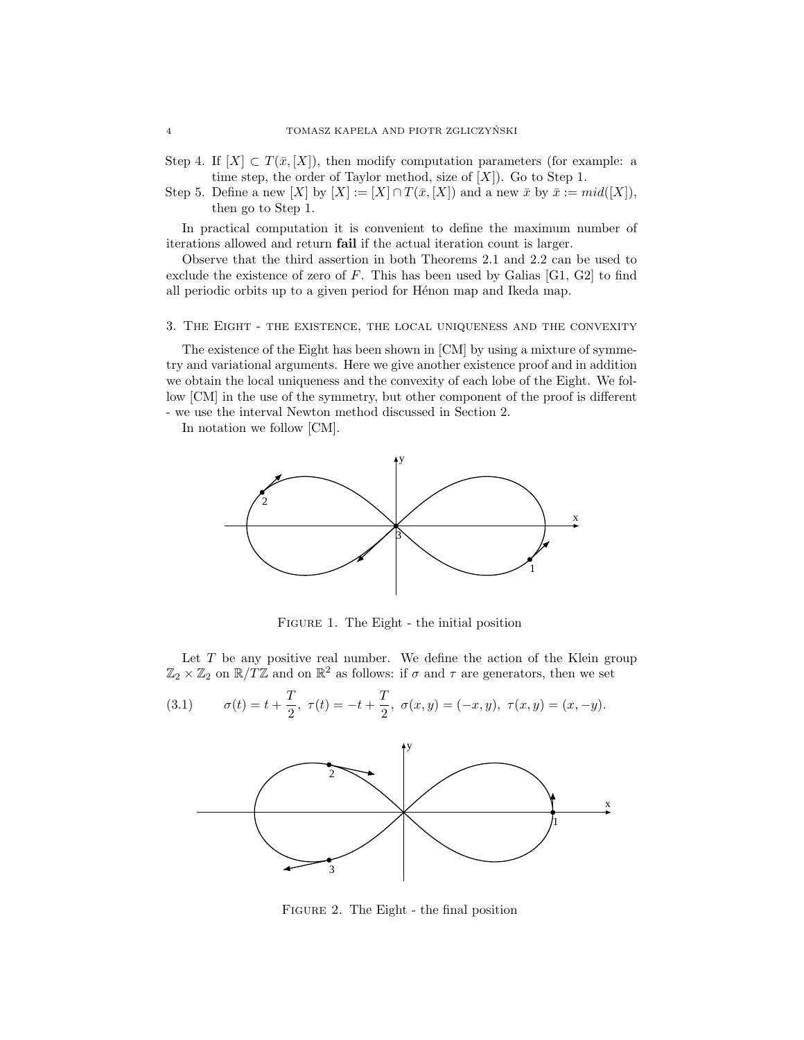Step 4. If $[X] \subset T(\bar{x}, [X])$, then modify computation parameters (for example: a time step, the order of Taylor method, size of $[X]$). Go to Step 1.

Step 5. Define a new $[X]$ by $[X] := [X] \cap T(\bar{x}, [X])$ and a new $\bar{x}$ by $\bar{x} := mid([X])$, then go to Step 1.

In practical computation it is convenient to define the maximum number of iterations allowed and return **fail** if the actual iteration count is larger.

Observe that the third assertion in both Theorems 2.1 and 2.2 can be used to exclude the existence of zero of $F$. This has been used by Galias [G1, G2] to find all periodic orbits up to a given period for Hénon map and Ikeda map.

## 3. The Eight - the existence, the local uniqueness and the convexity

The existence of the Eight has been shown in [CM] by using a mixture of symmetry and variational arguments. Here we give another existence proof and in addition we obtain the local uniqueness and the convexity of each lobe of the Eight. We follow [CM] in the use of the symmetry, but other component of the proof is different - we use the interval Newton method discussed in Section 2.

In notation we follow [CM].

y

x

2

3

1

Figure 1. The Eight - the initial position

Let $T$ be any positive real number. We define the action of the Klein group $\mathbb{Z}_2 \times \mathbb{Z}_2$ on $\mathbb{R}/T\mathbb{Z}$ and on $\mathbb{R}^2$ as follows: if $\sigma$ and $\tau$ are generators, then we set

$$\sigma(t) = t + \frac{T}{2},\ \tau(t) = -t + \frac{T}{2},\ \sigma(x, y) = (-x, y),\ \tau(x, y) = (x, -y). \tag{3.1}$$

y

x

2

1

3

Figure 2. The Eight - the final position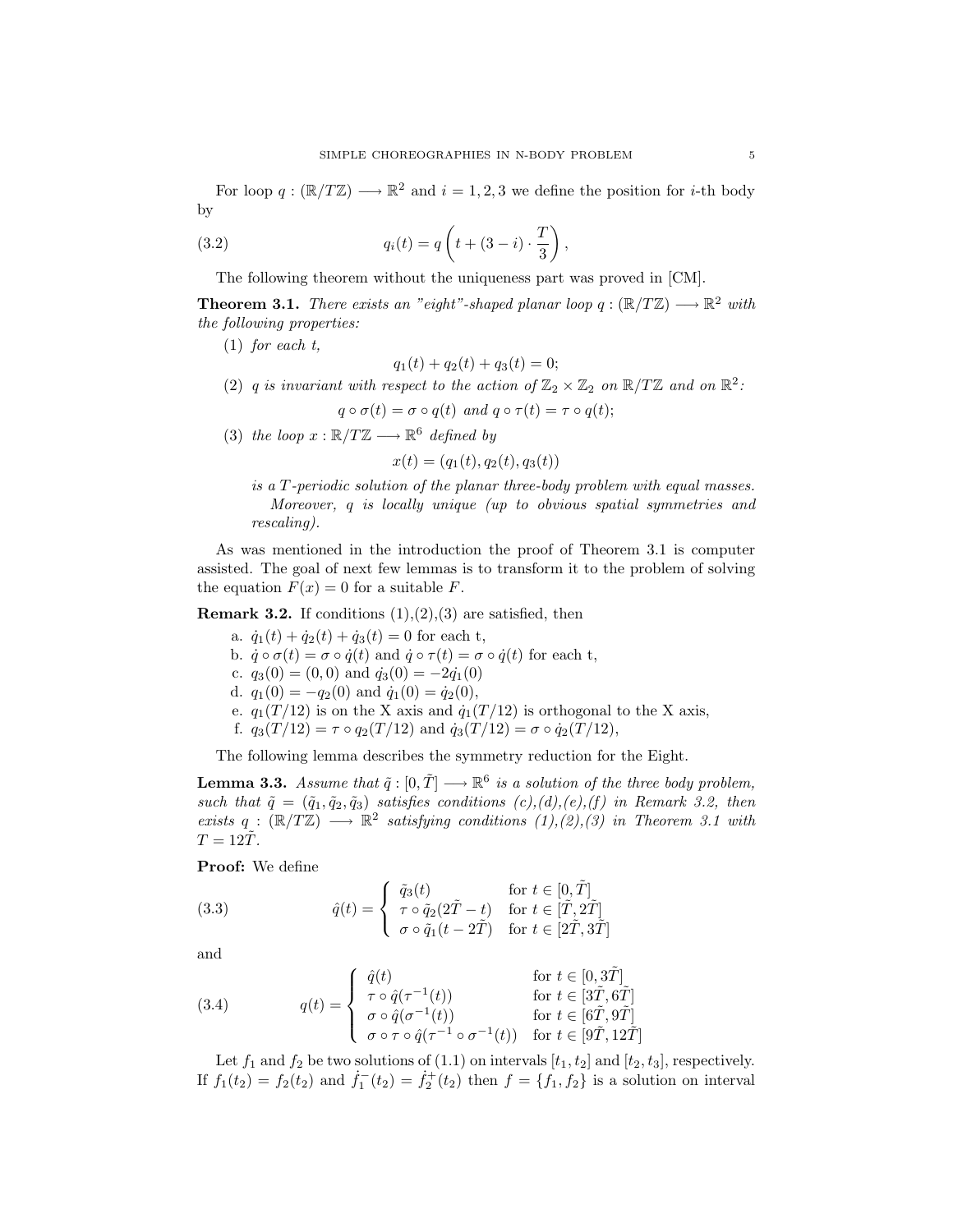For loop $q : (\mathbb{R}/T\mathbb{Z}) \longrightarrow \mathbb{R}^2$ and $i = 1, 2, 3$ we define the position for $i$-th body by

$$q_i(t) = q\left(t + (3 - i) \cdot \frac{T}{3}\right), \tag{3.2}$$

The following theorem without the uniqueness part was proved in [CM].

**Theorem 3.1.** *There exists an "eight"-shaped planar loop $q : (\mathbb{R}/T\mathbb{Z}) \longrightarrow \mathbb{R}^2$ with the following properties:*

1. *for each $t$,*
$$q_1(t) + q_2(t) + q_3(t) = 0;$$
2. *$q$ is invariant with respect to the action of $\mathbb{Z}_2 \times \mathbb{Z}_2$ on $\mathbb{R}/T\mathbb{Z}$ and on $\mathbb{R}^2$:*
$$q \circ \sigma(t) = \sigma \circ q(t) \text{ and } q \circ \tau(t) = \tau \circ q(t);$$
3. *the loop $x : \mathbb{R}/T\mathbb{Z} \longrightarrow \mathbb{R}^6$ defined by*
$$x(t) = (q_1(t), q_2(t), q_3(t))$$
*is a $T$-periodic solution of the planar three-body problem with equal masses.*
*Moreover, $q$ is locally unique (up to obvious spatial symmetries and rescaling).*

As was mentioned in the introduction the proof of Theorem 3.1 is computer assisted. The goal of next few lemmas is to transform it to the problem of solving the equation $F(x) = 0$ for a suitable $F$.

**Remark 3.2.** If conditions (1),(2),(3) are satisfied, then

a. $\dot{q}_1(t) + \dot{q}_2(t) + \dot{q}_3(t) = 0$ for each t,
b. $\dot{q} \circ \sigma(t) = \sigma \circ \dot{q}(t)$ and $\dot{q} \circ \tau(t) = \sigma \circ \dot{q}(t)$ for each t,
c. $q_3(0) = (0, 0)$ and $\dot{q_3}(0) = -2\dot{q_1}(0)$
d. $q_1(0) = -q_2(0)$ and $\dot{q}_1(0) = \dot{q}_2(0)$,
e. $q_1(T/12)$ is on the X axis and $\dot{q}_1(T/12)$ is orthogonal to the X axis,
f. $q_3(T/12) = \tau \circ q_2(T/12)$ and $\dot{q}_3(T/12) = \sigma \circ \dot{q}_2(T/12)$,

The following lemma describes the symmetry reduction for the Eight.

**Lemma 3.3.** *Assume that $\tilde{q} : [0, \tilde{T}] \longrightarrow \mathbb{R}^6$ is a solution of the three body problem, such that $\tilde{q} = (\tilde{q}_1, \tilde{q}_2, \tilde{q}_3)$ satisfies conditions (c),(d),(e),(f) in Remark 3.2, then exists $q : (\mathbb{R}/T\mathbb{Z}) \longrightarrow \mathbb{R}^2$ satisfying conditions (1),(2),(3) in Theorem 3.1 with $T = 12\tilde{T}$.*

**Proof:** We define

$$\hat{q}(t) = \begin{cases} \tilde{q}_3(t) & \text{for } t \in [0, \tilde{T}] \\ \tau \circ \tilde{q}_2(2\tilde{T} - t) & \text{for } t \in [\tilde{T}, 2\tilde{T}] \\ \sigma \circ \tilde{q}_1(t - 2\tilde{T}) & \text{for } t \in [2\tilde{T}, 3\tilde{T}] \end{cases} \tag{3.3}$$

and

$$q(t) = \begin{cases} \hat{q}(t) & \text{for } t \in [0, 3\tilde{T}] \\ \tau \circ \hat{q}(\tau^{-1}(t)) & \text{for } t \in [3\tilde{T}, 6\tilde{T}] \\ \sigma \circ \hat{q}(\sigma^{-1}(t)) & \text{for } t \in [6\tilde{T}, 9\tilde{T}] \\ \sigma \circ \tau \circ \hat{q}(\tau^{-1} \circ \sigma^{-1}(t)) & \text{for } t \in [9\tilde{T}, 12\tilde{T}] \end{cases} \tag{3.4}$$

Let $f_1$ and $f_2$ be two solutions of (1.1) on intervals $[t_1, t_2]$ and $[t_2, t_3]$, respectively. If $f_1(t_2) = f_2(t_2)$ and $\dot{f}_1^-(t_2) = \dot{f}_2^+(t_2)$ then $f = \{f_1, f_2\}$ is a solution on interval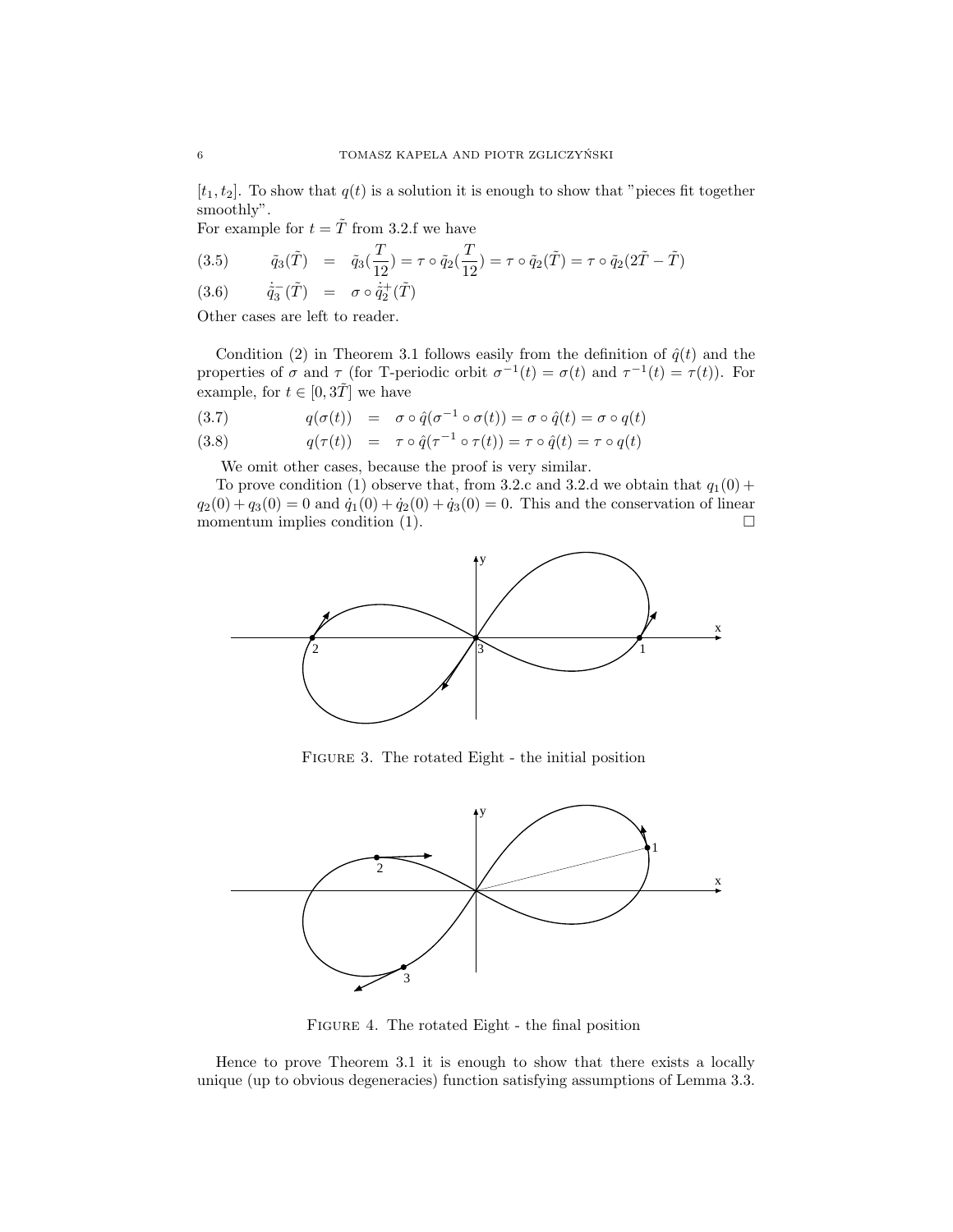$[t_1, t_2]$. To show that $q(t)$ is a solution it is enough to show that "pieces fit together smoothly".

For example for $t = \tilde{T}$ from 3.2.f we have

$$\tilde{q}_3(\tilde{T}) = \tilde{q}_3(\frac{T}{12}) = \tau \circ \tilde{q}_2(\frac{T}{12}) = \tau \circ \tilde{q}_2(\tilde{T}) = \tau \circ \tilde{q}_2(2\tilde{T} - \tilde{T}) \tag{3.5}$$

$$\dot{\tilde{q}}_3^-(\tilde{T}) = \sigma \circ \dot{\tilde{q}}_2^+(\tilde{T}) \tag{3.6}$$

Other cases are left to reader.

Condition (2) in Theorem 3.1 follows easily from the definition of $\hat{q}(t)$ and the properties of $\sigma$ and $\tau$ (for T-periodic orbit $\sigma^{-1}(t) = \sigma(t)$ and $\tau^{-1}(t) = \tau(t)$). For example, for $t \in [0, 3\tilde{T}]$ we have

$$q(\sigma(t)) = \sigma \circ \hat{q}(\sigma^{-1} \circ \sigma(t)) = \sigma \circ \hat{q}(t) = \sigma \circ q(t) \tag{3.7}$$

$$q(\tau(t)) = \tau \circ \hat{q}(\tau^{-1} \circ \tau(t)) = \tau \circ \hat{q}(t) = \tau \circ q(t) \tag{3.8}$$

We omit other cases, because the proof is very similar.

To prove condition (1) observe that, from 3.2.c and 3.2.d we obtain that $q_1(0) + q_2(0) + q_3(0) = 0$ and $\dot{q}_1(0) + \dot{q}_2(0) + \dot{q}_3(0) = 0$. This and the conservation of linear momentum implies condition (1). $\square$

y
x
2
3
1

Figure 3. The rotated Eight - the initial position

y
x
1
2
3

Figure 4. The rotated Eight - the final position

Hence to prove Theorem 3.1 it is enough to show that there exists a locally unique (up to obvious degeneracies) function satisfying assumptions of Lemma 3.3.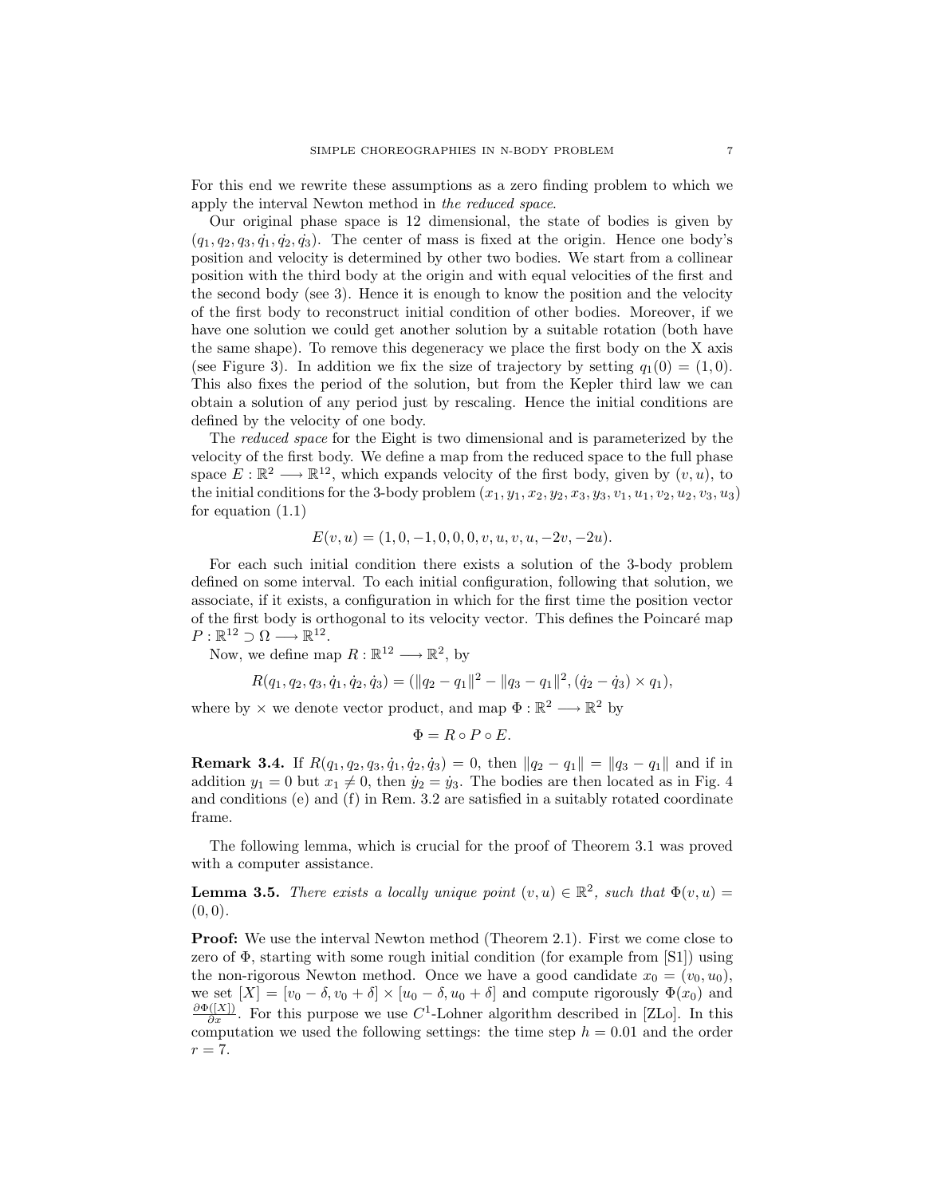For this end we rewrite these assumptions as a zero finding problem to which we apply the interval Newton method in *the reduced space*.

Our original phase space is 12 dimensional, the state of bodies is given by $(q_1, q_2, q_3, \dot{q_1}, \dot{q_2}, \dot{q_3})$. The center of mass is fixed at the origin. Hence one body's position and velocity is determined by other two bodies. We start from a collinear position with the third body at the origin and with equal velocities of the first and the second body (see 3). Hence it is enough to know the position and the velocity of the first body to reconstruct initial condition of other bodies. Moreover, if we have one solution we could get another solution by a suitable rotation (both have the same shape). To remove this degeneracy we place the first body on the X axis (see Figure 3). In addition we fix the size of trajectory by setting $q_1(0) = (1, 0)$. This also fixes the period of the solution, but from the Kepler third law we can obtain a solution of any period just by rescaling. Hence the initial conditions are defined by the velocity of one body.

The *reduced space* for the Eight is two dimensional and is parameterized by the velocity of the first body. We define a map from the reduced space to the full phase space $E : \mathbb{R}^2 \longrightarrow \mathbb{R}^{12}$, which expands velocity of the first body, given by $(v, u)$, to the initial conditions for the 3-body problem $(x_1, y_1, x_2, y_2, x_3, y_3, v_1, u_1, v_2, u_2, v_3, u_3)$ for equation (1.1)

$$E(v, u) = (1, 0, -1, 0, 0, 0, v, u, v, u, -2v, -2u).$$

For each such initial condition there exists a solution of the 3-body problem defined on some interval. To each initial configuration, following that solution, we associate, if it exists, a configuration in which for the first time the position vector of the first body is orthogonal to its velocity vector. This defines the Poincaré map $P : \mathbb{R}^{12} \supset \Omega \longrightarrow \mathbb{R}^{12}$.

Now, we define map $R : \mathbb{R}^{12} \longrightarrow \mathbb{R}^2$, by

$$R(q_1, q_2, q_3, \dot{q_1}, \dot{q_2}, \dot{q_3}) = (\|q_2 - q_1\|^2 - \|q_3 - q_1\|^2, (\dot{q_2} - \dot{q_3}) \times q_1),$$

where by $\times$ we denote vector product, and map $\Phi : \mathbb{R}^2 \longrightarrow \mathbb{R}^2$ by

$$\Phi = R \circ P \circ E.$$

**Remark 3.4.** If $R(q_1, q_2, q_3, \dot{q_1}, \dot{q_2}, \dot{q_3}) = 0$, then $\|q_2 - q_1\| = \|q_3 - q_1\|$ and if in addition $y_1 = 0$ but $x_1 \neq 0$, then $\dot{y_2} = \dot{y_3}$. The bodies are then located as in Fig. 4 and conditions (e) and (f) in Rem. 3.2 are satisfied in a suitably rotated coordinate frame.

The following lemma, which is crucial for the proof of Theorem 3.1 was proved with a computer assistance.

**Lemma 3.5.** *There exists a locally unique point $(v, u) \in \mathbb{R}^2$, such that $\Phi(v, u) = (0, 0)$.*

**Proof:** We use the interval Newton method (Theorem 2.1). First we come close to zero of $\Phi$, starting with some rough initial condition (for example from [S1]) using the non-rigorous Newton method. Once we have a good candidate $x_0 = (v_0, u_0)$, we set $[X] = [v_0 - \delta, v_0 + \delta] \times [u_0 - \delta, u_0 + \delta]$ and compute rigorously $\Phi(x_0)$ and $\frac{\partial \Phi([X])}{\partial x}$. For this purpose we use $C^1$-Lohner algorithm described in [ZLo]. In this computation we used the following settings: the time step $h = 0.01$ and the order $r = 7$.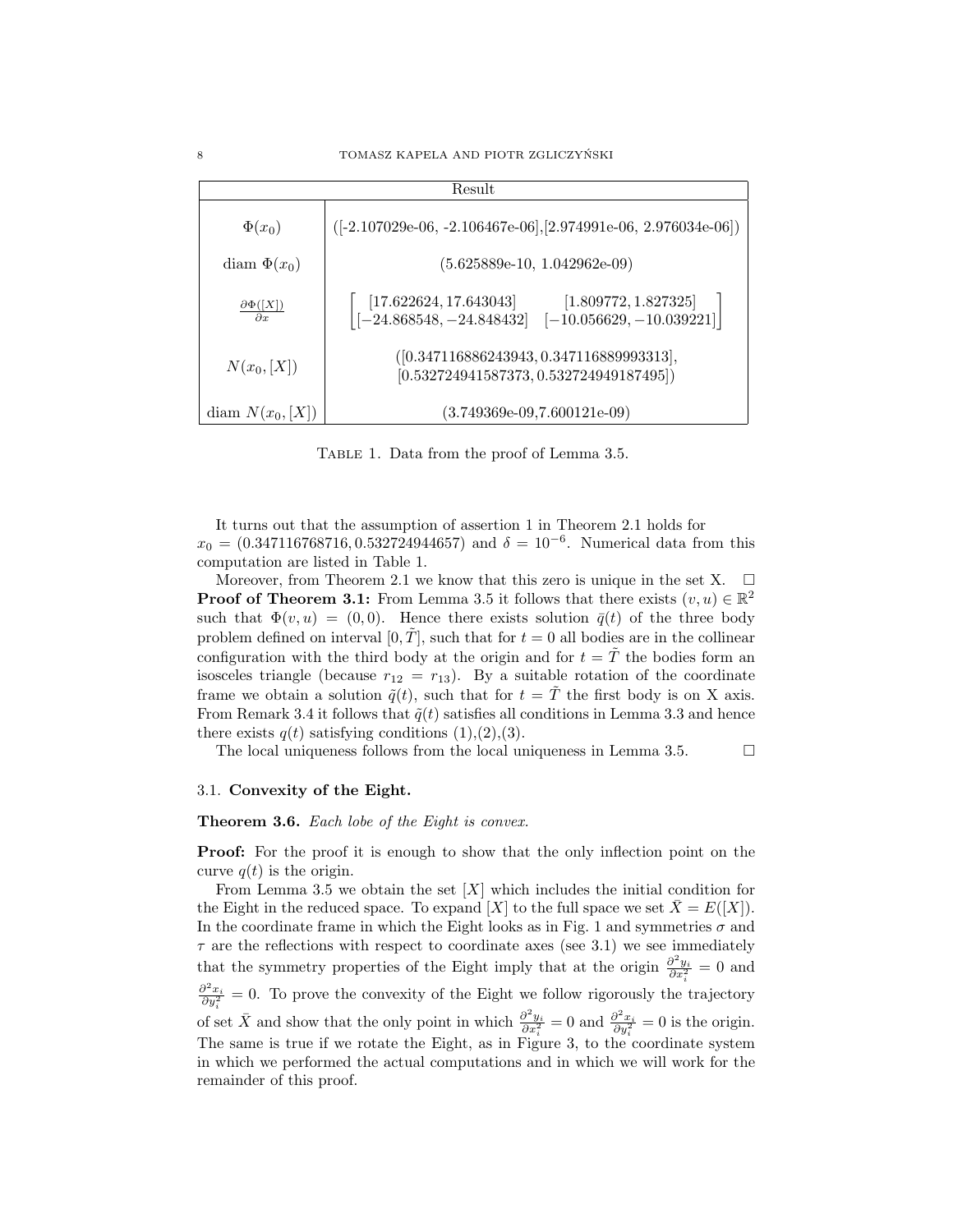| Result | |
|---|---|
| $\Phi(x_0)$ | ([-2.107029e-06, -2.106467e-06],[2.974991e-06, 2.976034e-06]) |
| diam $\Phi(x_0)$ | (5.625889e-10, 1.042962e-09) |
| $\frac{\partial \Phi([X])}{\partial x}$ | $\begin{bmatrix} [17.622624, 17.643043] & [1.809772, 1.827325] \\ [-24.868548, -24.848432] & [-10.056629, -10.039221] \end{bmatrix}$ |
| $N(x_0, [X])$ | ([0.347116886243943, 0.347116889993313], [0.532724941587373, 0.532724949187495]) |
| diam $N(x_0, [X])$ | (3.749369e-09,7.600121e-09) |

TABLE 1. Data from the proof of Lemma 3.5.

It turns out that the assumption of assertion 1 in Theorem 2.1 holds for $x_0 = (0.347116768716, 0.532724944657)$ and $\delta = 10^{-6}$. Numerical data from this computation are listed in Table 1.

Moreover, from Theorem 2.1 we know that this zero is unique in the set X. $\square$

**Proof of Theorem 3.1:** From Lemma 3.5 it follows that there exists $(v, u) \in \mathbb{R}^2$ such that $\Phi(v, u) = (0, 0)$. Hence there exists solution $\bar{q}(t)$ of the three body problem defined on interval $[0, \tilde{T}]$, such that for $t = 0$ all bodies are in the collinear configuration with the third body at the origin and for $t = \tilde{T}$ the bodies form an isosceles triangle (because $r_{12} = r_{13}$). By a suitable rotation of the coordinate frame we obtain a solution $\tilde{q}(t)$, such that for $t = \tilde{T}$ the first body is on X axis. From Remark 3.4 it follows that $\tilde{q}(t)$ satisfies all conditions in Lemma 3.3 and hence there exists $q(t)$ satisfying conditions (1),(2),(3).

The local uniqueness follows from the local uniqueness in Lemma 3.5. $\square$

### 3.1. Convexity of the Eight.

**Theorem 3.6.** *Each lobe of the Eight is convex.*

**Proof:** For the proof it is enough to show that the only inflection point on the curve $q(t)$ is the origin.

From Lemma 3.5 we obtain the set $[X]$ which includes the initial condition for the Eight in the reduced space. To expand $[X]$ to the full space we set $\bar{X} = E([X])$. In the coordinate frame in which the Eight looks as in Fig. 1 and symmetries $\sigma$ and $\tau$ are the reflections with respect to coordinate axes (see 3.1) we see immediately that the symmetry properties of the Eight imply that at the origin $\frac{\partial^2 y_i}{\partial x_i^2} = 0$ and $\frac{\partial^2 x_i}{\partial y_i^2} = 0$. To prove the convexity of the Eight we follow rigorously the trajectory of set $\bar{X}$ and show that the only point in which $\frac{\partial^2 y_i}{\partial x_i^2} = 0$ and $\frac{\partial^2 x_i}{\partial y_i^2} = 0$ is the origin. The same is true if we rotate the Eight, as in Figure 3, to the coordinate system in which we performed the actual computations and in which we will work for the remainder of this proof.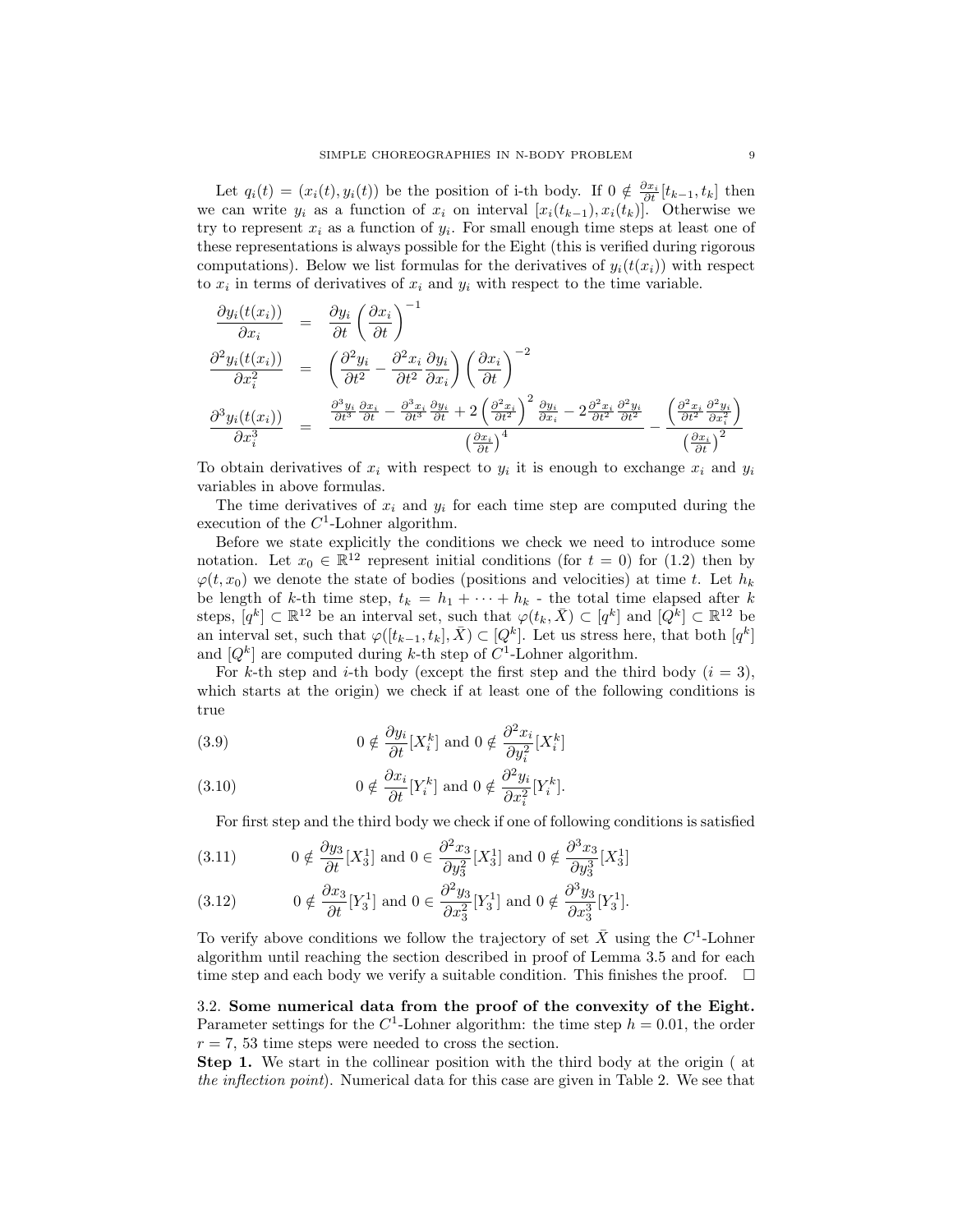Let $q_i(t) = (x_i(t), y_i(t))$ be the position of i-th body. If $0 \notin \frac{\partial x_i}{\partial t}[t_{k-1}, t_k]$ then we can write $y_i$ as a function of $x_i$ on interval $[x_i(t_{k-1}), x_i(t_k)]$. Otherwise we try to represent $x_i$ as a function of $y_i$. For small enough time steps at least one of these representations is always possible for the Eight (this is verified during rigorous computations). Below we list formulas for the derivatives of $y_i(t(x_i))$ with respect to $x_i$ in terms of derivatives of $x_i$ and $y_i$ with respect to the time variable.

$$
\begin{aligned}
\frac{\partial y_i(t(x_i))}{\partial x_i} &= \frac{\partial y_i}{\partial t}\left(\frac{\partial x_i}{\partial t}\right)^{-1} \\
\frac{\partial^2 y_i(t(x_i))}{\partial x_i^2} &= \left(\frac{\partial^2 y_i}{\partial t^2} - \frac{\partial^2 x_i}{\partial t^2}\frac{\partial y_i}{\partial x_i}\right)\left(\frac{\partial x_i}{\partial t}\right)^{-2} \\
\frac{\partial^3 y_i(t(x_i))}{\partial x_i^3} &= \frac{\frac{\partial^3 y_i}{\partial t^3}\frac{\partial x_i}{\partial t} - \frac{\partial^3 x_i}{\partial t^3}\frac{\partial y_i}{\partial t} + 2\left(\frac{\partial^2 x_i}{\partial t^2}\right)^2\frac{\partial y_i}{\partial x_i} - 2\frac{\partial^2 x_i}{\partial t^2}\frac{\partial^2 y_i}{\partial t^2}}{\left(\frac{\partial x_i}{\partial t}\right)^4} - \frac{\left(\frac{\partial^2 x_i}{\partial t^2}\frac{\partial^2 y_i}{\partial x_i^2}\right)}{\left(\frac{\partial x_i}{\partial t}\right)^2}
\end{aligned}
$$

To obtain derivatives of $x_i$ with respect to $y_i$ it is enough to exchange $x_i$ and $y_i$ variables in above formulas.

The time derivatives of $x_i$ and $y_i$ for each time step are computed during the execution of the $C^1$-Lohner algorithm.

Before we state explicitly the conditions we check we need to introduce some notation. Let $x_0 \in \mathbb{R}^{12}$ represent initial conditions (for $t = 0$) for (1.2) then by $\varphi(t, x_0)$ we denote the state of bodies (positions and velocities) at time $t$. Let $h_k$ be length of $k$-th time step, $t_k = h_1 + \cdots + h_k$ - the total time elapsed after $k$ steps, $[q^k] \subset \mathbb{R}^{12}$ be an interval set, such that $\varphi(t_k, \bar{X}) \subset [q^k]$ and $[Q^k] \subset \mathbb{R}^{12}$ be an interval set, such that $\varphi([t_{k-1}, t_k], \bar{X}) \subset [Q^k]$. Let us stress here, that both $[q^k]$ and $[Q^k]$ are computed during $k$-th step of $C^1$-Lohner algorithm.

For $k$-th step and $i$-th body (except the first step and the third body ($i = 3$), which starts at the origin) we check if at least one of the following conditions is true

$$
0 \notin \frac{\partial y_i}{\partial t}[X_i^k] \text{ and } 0 \notin \frac{\partial^2 x_i}{\partial y_i^2}[X_i^k] \tag{3.9}
$$

$$
0 \notin \frac{\partial x_i}{\partial t}[Y_i^k] \text{ and } 0 \notin \frac{\partial^2 y_i}{\partial x_i^2}[Y_i^k]. \tag{3.10}
$$

For first step and the third body we check if one of following conditions is satisfied

$$
0 \notin \frac{\partial y_3}{\partial t}[X_3^1] \text{ and } 0 \in \frac{\partial^2 x_3}{\partial y_3^2}[X_3^1] \text{ and } 0 \notin \frac{\partial^3 x_3}{\partial y_3^3}[X_3^1] \tag{3.11}
$$

$$
0 \notin \frac{\partial x_3}{\partial t}[Y_3^1] \text{ and } 0 \in \frac{\partial^2 y_3}{\partial x_3^2}[Y_3^1] \text{ and } 0 \notin \frac{\partial^3 y_3}{\partial x_3^3}[Y_3^1]. \tag{3.12}
$$

To verify above conditions we follow the trajectory of set $\bar{X}$ using the $C^1$-Lohner algorithm until reaching the section described in proof of Lemma 3.5 and for each time step and each body we verify a suitable condition. This finishes the proof. $\square$

### 3.2. Some numerical data from the proof of the convexity of the Eight.

Parameter settings for the $C^1$-Lohner algorithm: the time step $h = 0.01$, the order $r = 7$, 53 time steps were needed to cross the section.

**Step 1.** We start in the collinear position with the third body at the origin ( at *the inflection point*). Numerical data for this case are given in Table 2. We see that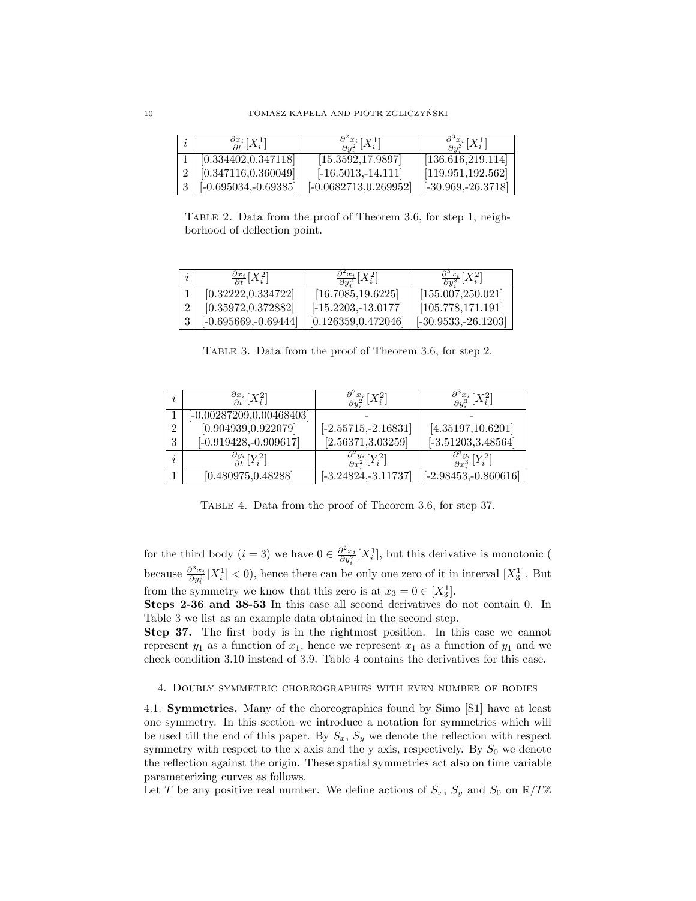| $i$ | $\frac{\partial x_i}{\partial t}[X_i^1]$ | $\frac{\partial^2 x_i}{\partial y_i^2}[X_i^1]$ | $\frac{\partial^3 x_i}{\partial y_i^3}[X_i^1]$ |
|---|---|---|---|
| 1 | [0.334402,0.347118] | [15.3592,17.9897] | [136.616,219.114] |
| 2 | [0.347116,0.360049] | [-16.5013,-14.111] | [119.951,192.562] |
| 3 | [-0.695034,-0.69385] | [-0.0682713,0.269952] | [-30.969,-26.3718] |

Table 2. Data from the proof of Theorem 3.6, for step 1, neighborhood of deflection point.

| $i$ | $\frac{\partial x_i}{\partial t}[X_i^2]$ | $\frac{\partial^2 x_i}{\partial y_i^2}[X_i^2]$ | $\frac{\partial^3 x_i}{\partial y_i^3}[X_i^2]$ |
|---|---|---|---|
| 1 | [0.32222,0.334722] | [16.7085,19.6225] | [155.007,250.021] |
| 2 | [0.35972,0.372882] | [-15.2203,-13.0177] | [105.778,171.191] |
| 3 | [-0.695669,-0.69444] | [0.126359,0.472046] | [-30.9533,-26.1203] |

Table 3. Data from the proof of Theorem 3.6, for step 2.

| $i$ | $\frac{\partial x_i}{\partial t}[X_i^2]$ | $\frac{\partial^2 x_i}{\partial y_i^2}[X_i^2]$ | $\frac{\partial^3 x_i}{\partial y_i^3}[X_i^2]$ |
|---|---|---|---|
| 1 | [-0.00287209,0.00468403] | - | - |
| 2 | [0.904939,0.922079] | [-2.55715,-2.16831] | [4.35197,10.6201] |
| 3 | [-0.919428,-0.909617] | [2.56371,3.03259] | [-3.51203,3.48564] |
| $i$ | $\frac{\partial y_i}{\partial t}[Y_i^2]$ | $\frac{\partial^2 y_i}{\partial x_i^2}[Y_i^2]$ | $\frac{\partial^3 y_i}{\partial x_i^3}[Y_i^2]$ |
| 1 | [0.480975,0.48288] | [-3.24824,-3.11737] | [-2.98453,-0.860616] |

Table 4. Data from the proof of Theorem 3.6, for step 37.

for the third body ($i = 3$) we have $0 \in \frac{\partial^2 x_i}{\partial y_i^2}[X_i^1]$, but this derivative is monotonic ( because $\frac{\partial^3 x_i}{\partial y_i^3}[X_i^1] < 0$), hence there can be only one zero of it in interval $[X_3^1]$. But from the symmetry we know that this zero is at $x_3 = 0 \in [X_3^1]$.

**Steps 2-36 and 38-53** In this case all second derivatives do not contain 0. In Table 3 we list as an example data obtained in the second step.

**Step 37.** The first body is in the rightmost position. In this case we cannot represent $y_1$ as a function of $x_1$, hence we represent $x_1$ as a function of $y_1$ and we check condition 3.10 instead of 3.9. Table 4 contains the derivatives for this case.

## 4. Doubly symmetric choreographies with even number of bodies

### 4.1. Symmetries.

Many of the choreographies found by Simo [S1] have at least one symmetry. In this section we introduce a notation for symmetries which will be used till the end of this paper. By $S_x$, $S_y$ we denote the reflection with respect symmetry with respect to the x axis and the y axis, respectively. By $S_0$ we denote the reflection against the origin. These spatial symmetries act also on time variable parameterizing curves as follows.

Let $T$ be any positive real number. We define actions of $S_x$, $S_y$ and $S_0$ on $\mathbb{R}/T\mathbb{Z}$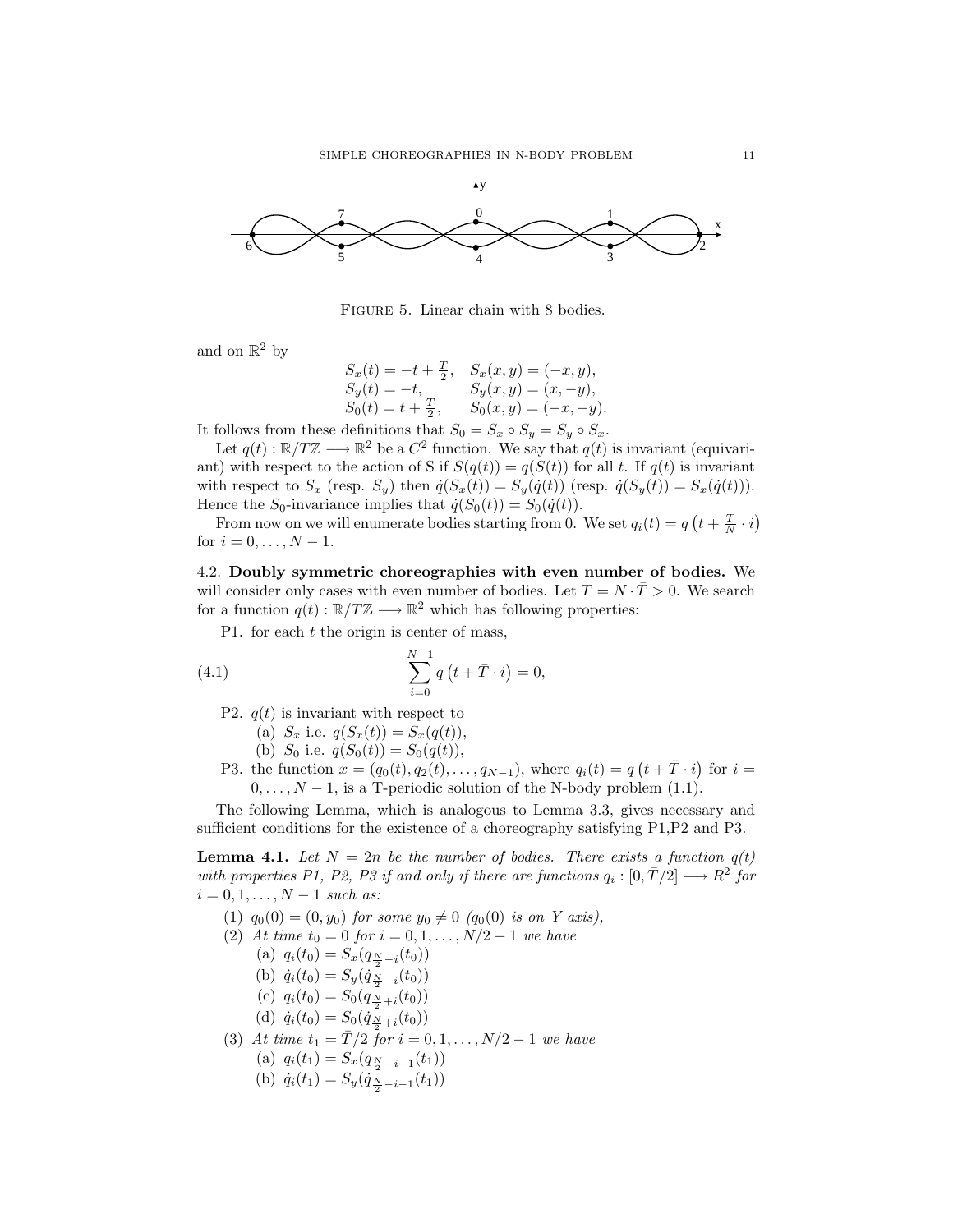y

7 0 1

x

6 5 4 3 2

FIGURE 5. Linear chain with 8 bodies.

and on $\mathbb{R}^2$ by

$$
\begin{array}{ll}
S_x(t) = -t + \frac{T}{2}, & S_x(x, y) = (-x, y), \\
S_y(t) = -t, & S_y(x, y) = (x, -y), \\
S_0(t) = t + \frac{T}{2}, & S_0(x, y) = (-x, -y).
\end{array}
$$

It follows from these definitions that $S_0 = S_x \circ S_y = S_y \circ S_x$.

Let $q(t) : \mathbb{R}/T\mathbb{Z} \longrightarrow \mathbb{R}^2$ be a $C^2$ function. We say that $q(t)$ is invariant (equivariant) with respect to the action of S if $S(q(t)) = q(S(t))$ for all $t$. If $q(t)$ is invariant with respect to $S_x$ (resp. $S_y$) then $\dot{q}(S_x(t)) = S_y(\dot{q}(t))$ (resp. $\dot{q}(S_y(t)) = S_x(\dot{q}(t))$). Hence the $S_0$-invariance implies that $\dot{q}(S_0(t)) = S_0(\dot{q}(t))$.

From now on we will enumerate bodies starting from 0. We set $q_i(t) = q\left(t + \frac{T}{N} \cdot i\right)$ for $i = 0, \ldots, N-1$.

### 4.2. Doubly symmetric choreographies with even number of bodies.

We will consider only cases with even number of bodies. Let $T = N \cdot \bar{T} > 0$. We search for a function $q(t) : \mathbb{R}/T\mathbb{Z} \longrightarrow \mathbb{R}^2$ which has following properties:

P1. for each $t$ the origin is center of mass,

$$
\sum_{i=0}^{N-1} q\left(t + \bar{T} \cdot i\right) = 0, \tag{4.1}
$$

P2. $q(t)$ is invariant with respect to
  (a) $S_x$ i.e. $q(S_x(t)) = S_x(q(t))$,
  (b) $S_0$ i.e. $q(S_0(t)) = S_0(q(t))$,

P3. the function $x = (q_0(t), q_2(t), \ldots, q_{N-1})$, where $q_i(t) = q\left(t + \bar{T} \cdot i\right)$ for $i = 0, \ldots, N-1$, is a T-periodic solution of the N-body problem (1.1).

The following Lemma, which is analogous to Lemma 3.3, gives necessary and sufficient conditions for the existence of a choreography satisfying P1,P2 and P3.

**Lemma 4.1.** *Let $N = 2n$ be the number of bodies. There exists a function $q(t)$ with properties P1, P2, P3 if and only if there are functions $q_i : [0, \bar{T}/2] \longrightarrow R^2$ for $i = 0, 1, \ldots, N-1$ such as:*

1. $q_0(0) = (0, y_0)$ *for some* $y_0 \neq 0$ *($q_0(0)$ is on Y axis),*
2. *At time $t_0 = 0$ for $i = 0, 1, \ldots, N/2 - 1$ we have*
   (a) $q_i(t_0) = S_x(q_{\frac{N}{2}-i}(t_0))$
   (b) $\dot{q}_i(t_0) = S_y(\dot{q}_{\frac{N}{2}-i}(t_0))$
   (c) $q_i(t_0) = S_0(q_{\frac{N}{2}+i}(t_0))$
   (d) $\dot{q}_i(t_0) = S_0(\dot{q}_{\frac{N}{2}+i}(t_0))$
3. *At time $t_1 = \bar{T}/2$ for $i = 0, 1, \ldots, N/2 - 1$ we have*
   (a) $q_i(t_1) = S_x(q_{\frac{N}{2}-i-1}(t_1))$
   (b) $\dot{q}_i(t_1) = S_y(\dot{q}_{\frac{N}{2}-i-1}(t_1))$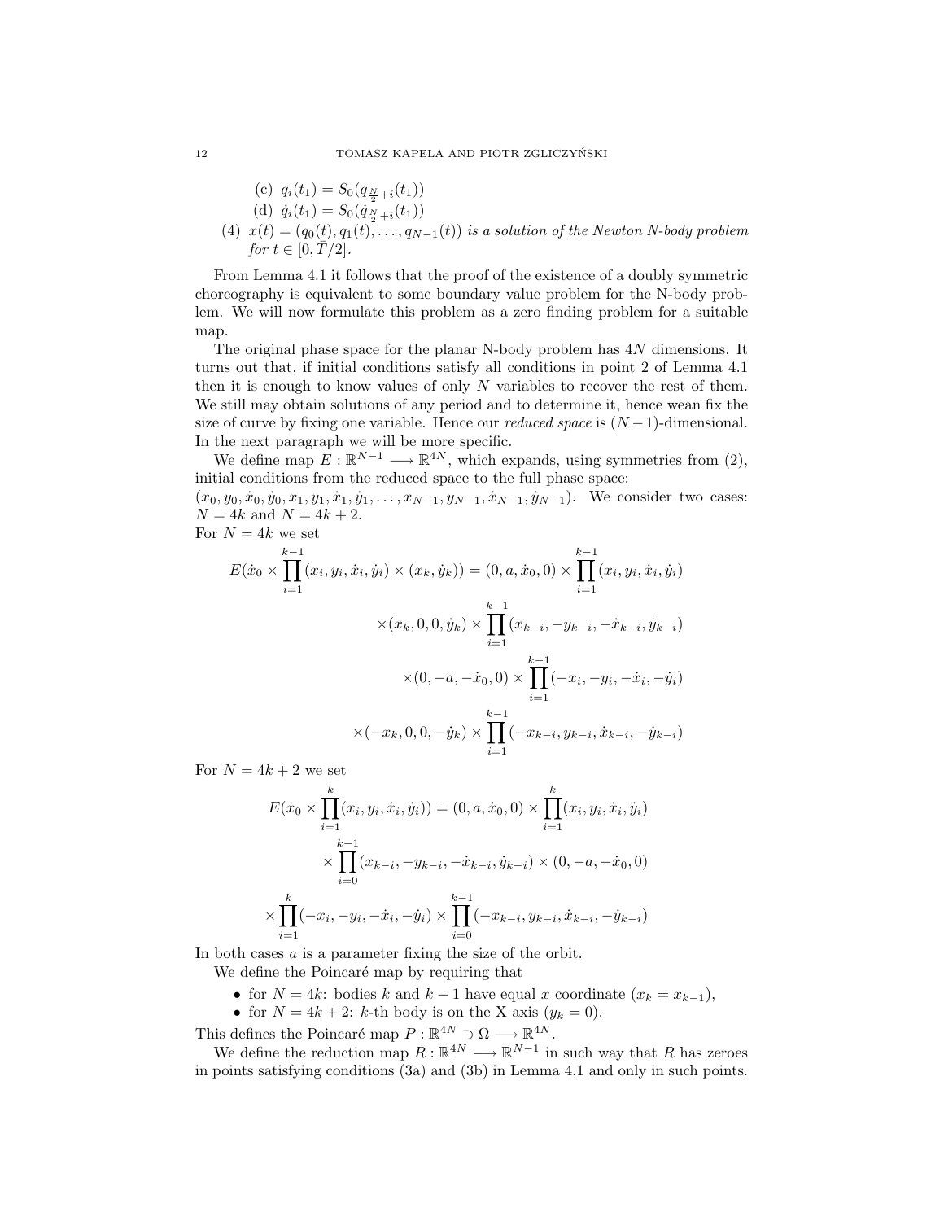(c) $q_i(t_1) = S_0(q_{\frac{N}{2}+i}(t_1))$

(d) $\dot{q}_i(t_1) = S_0(\dot{q}_{\frac{N}{2}+i}(t_1))$

(4) $x(t) = (q_0(t), q_1(t), \ldots, q_{N-1}(t))$ *is a solution of the Newton N-body problem for* $t \in [0, \bar{T}/2]$.

From Lemma 4.1 it follows that the proof of the existence of a doubly symmetric choreography is equivalent to some boundary value problem for the N-body problem. We will now formulate this problem as a zero finding problem for a suitable map.

The original phase space for the planar N-body problem has $4N$ dimensions. It turns out that, if initial conditions satisfy all conditions in point 2 of Lemma 4.1 then it is enough to know values of only $N$ variables to recover the rest of them. We still may obtain solutions of any period and to determine it, hence wean fix the size of curve by fixing one variable. Hence our *reduced space* is $(N-1)$-dimensional. In the next paragraph we will be more specific.

We define map $E : \mathbb{R}^{N-1} \longrightarrow \mathbb{R}^{4N}$, which expands, using symmetries from (2), initial conditions from the reduced space to the full phase space: $(x_0, y_0, \dot{x}_0, \dot{y}_0, x_1, y_1, \dot{x}_1, \dot{y}_1, \ldots, x_{N-1}, y_{N-1}, \dot{x}_{N-1}, \dot{y}_{N-1})$. We consider two cases: $N = 4k$ and $N = 4k+2$.

For $N = 4k$ we set

$$
\begin{aligned}
E(\dot{x}_0 \times \prod_{i=1}^{k-1} (x_i, y_i, \dot{x}_i, \dot{y}_i) \times (x_k, \dot{y}_k)) = (0, a, \dot{x}_0, 0) \times \prod_{i=1}^{k-1} (x_i, y_i, \dot{x}_i, \dot{y}_i) \\
\times (x_k, 0, 0, \dot{y}_k) \times \prod_{i=1}^{k-1} (x_{k-i}, -y_{k-i}, -\dot{x}_{k-i}, \dot{y}_{k-i}) \\
\times (0, -a, -\dot{x}_0, 0) \times \prod_{i=1}^{k-1} (-x_i, -y_i, -\dot{x}_i, -\dot{y}_i) \\
\times (-x_k, 0, 0, -\dot{y}_k) \times \prod_{i=1}^{k-1} (-x_{k-i}, y_{k-i}, \dot{x}_{k-i}, -\dot{y}_{k-i})
\end{aligned}
$$

For $N = 4k+2$ we set

$$
\begin{aligned}
E(\dot{x}_0 \times \prod_{i=1}^{k} (x_i, y_i, \dot{x}_i, \dot{y}_i)) = (0, a, \dot{x}_0, 0) \times \prod_{i=1}^{k} (x_i, y_i, \dot{x}_i, \dot{y}_i) \\
\times \prod_{i=0}^{k-1} (x_{k-i}, -y_{k-i}, -\dot{x}_{k-i}, \dot{y}_{k-i}) \times (0, -a, -\dot{x}_0, 0) \\
\times \prod_{i=1}^{k} (-x_i, -y_i, -\dot{x}_i, -\dot{y}_i) \times \prod_{i=0}^{k-1} (-x_{k-i}, y_{k-i}, \dot{x}_{k-i}, -\dot{y}_{k-i})
\end{aligned}
$$

In both cases $a$ is a parameter fixing the size of the orbit.

We define the Poincaré map by requiring that

- for $N = 4k$: bodies $k$ and $k-1$ have equal $x$ coordinate ($x_k = x_{k-1}$),
- for $N = 4k+2$: $k$-th body is on the X axis ($y_k = 0$).

This defines the Poincaré map $P : \mathbb{R}^{4N} \supset \Omega \longrightarrow \mathbb{R}^{4N}$.

We define the reduction map $R : \mathbb{R}^{4N} \longrightarrow \mathbb{R}^{N-1}$ in such way that $R$ has zeroes in points satisfying conditions (3a) and (3b) in Lemma 4.1 and only in such points.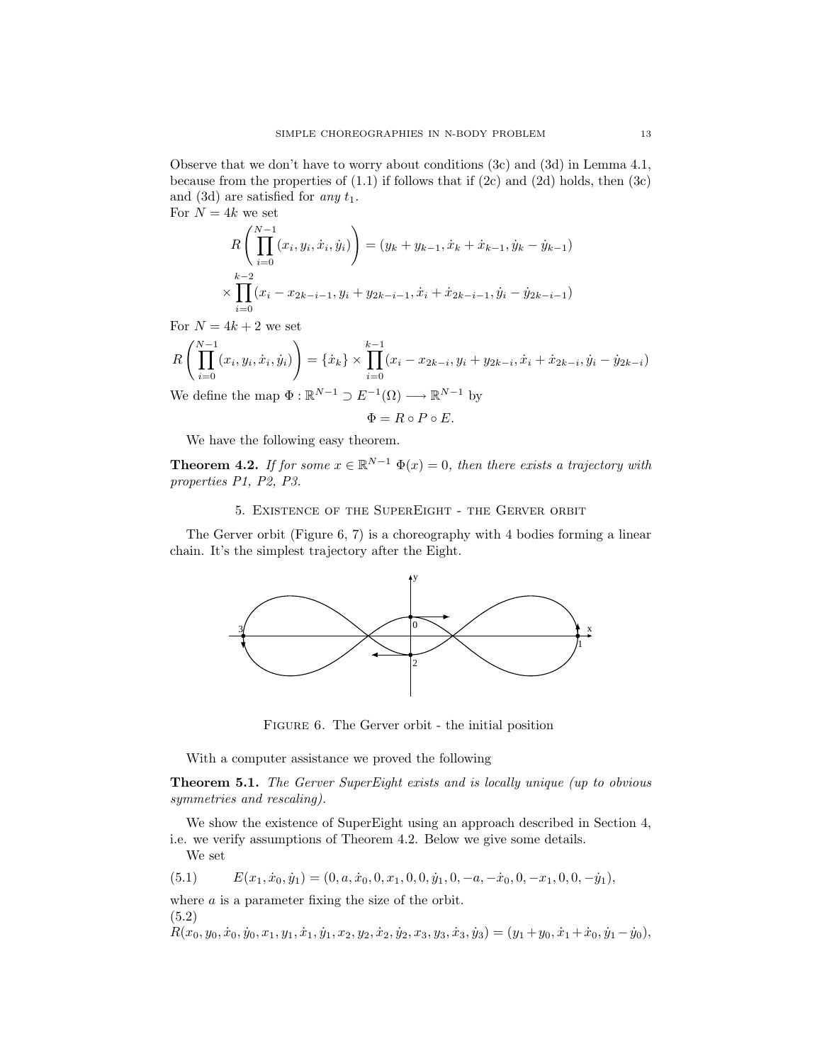Observe that we don't have to worry about conditions (3c) and (3d) in Lemma 4.1, because from the properties of (1.1) if follows that if (2c) and (2d) holds, then (3c) and (3d) are satisfied for *any* $t_1$.

For $N = 4k$ we set

$$R\left(\prod_{i=0}^{N-1}(x_i, y_i, \dot{x}_i, \dot{y}_i)\right) = (y_k + y_{k-1}, \dot{x}_k + \dot{x}_{k-1}, \dot{y}_k - \dot{y}_{k-1})$$
$$\times \prod_{i=0}^{k-2}(x_i - x_{2k-i-1}, y_i + y_{2k-i-1}, \dot{x}_i + \dot{x}_{2k-i-1}, \dot{y}_i - \dot{y}_{2k-i-1})$$

For $N = 4k + 2$ we set

$$R\left(\prod_{i=0}^{N-1}(x_i, y_i, \dot{x}_i, \dot{y}_i)\right) = \{\dot{x}_k\} \times \prod_{i=0}^{k-1}(x_i - x_{2k-i}, y_i + y_{2k-i}, \dot{x}_i + \dot{x}_{2k-i}, \dot{y}_i - \dot{y}_{2k-i})$$

We define the map $\Phi : \mathbb{R}^{N-1} \supset E^{-1}(\Omega) \longrightarrow \mathbb{R}^{N-1}$ by

$$\Phi = R \circ P \circ E.$$

We have the following easy theorem.

**Theorem 4.2.** *If for some $x \in \mathbb{R}^{N-1}$ $\Phi(x) = 0$, then there exists a trajectory with properties P1, P2, P3.*

## 5. Existence of the SuperEight - the Gerver orbit

The Gerver orbit (Figure 6, 7) is a choreography with 4 bodies forming a linear chain. It's the simplest trajectory after the Eight.

y
x
0
1
2
3

Figure 6. The Gerver orbit - the initial position

With a computer assistance we proved the following

**Theorem 5.1.** *The Gerver SuperEight exists and is locally unique (up to obvious symmetries and rescaling).*

We show the existence of SuperEight using an approach described in Section 4, i.e. we verify assumptions of Theorem 4.2. Below we give some details.

We set

$$E(x_1, \dot{x}_0, \dot{y}_1) = (0, a, \dot{x}_0, 0, x_1, 0, 0, \dot{y}_1, 0, -a, -\dot{x}_0, 0, -x_1, 0, 0, -\dot{y}_1), \tag{5.1}$$

where $a$ is a parameter fixing the size of the orbit.

(5.2)
$$R(x_0, y_0, \dot{x}_0, \dot{y}_0, x_1, y_1, \dot{x}_1, \dot{y}_1, x_2, y_2, \dot{x}_2, \dot{y}_2, x_3, y_3, \dot{x}_3, \dot{y}_3) = (y_1 + y_0, \dot{x}_1 + \dot{x}_0, \dot{y}_1 - \dot{y}_0),$$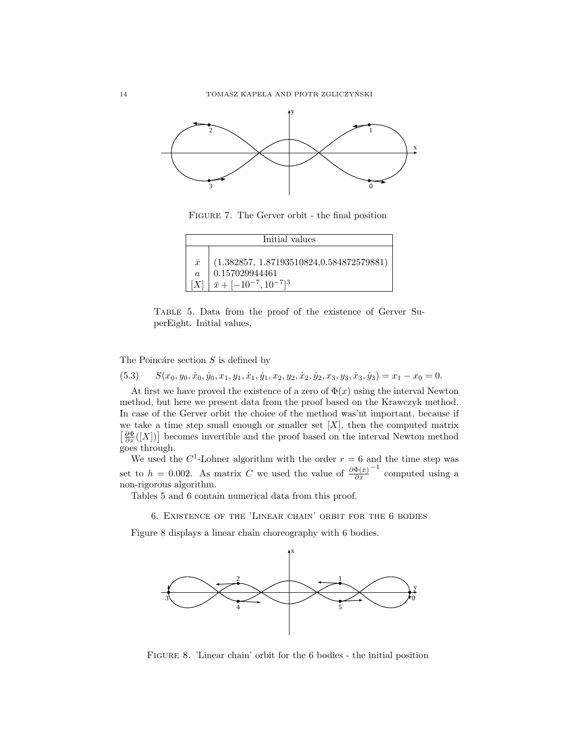y

2

1

x

3

0

FIGURE 7. The Gerver orbit - the final position

| Initial values | |
|---|---|
| $\bar{x}$ | (1.382857, 1.87193510824,0.584872579881) |
| $a$ | 0.157029944461 |
| $[X]$ | $\bar{x} + [-10^{-7}, 10^{-7}]^3$ |

TABLE 5. Data from the proof of the existence of Gerver SuperEight. Initial values.

The Poincáre section $S$ is defined by

$$S(x_0, y_0, \dot{x}_0, \dot{y}_0, x_1, y_1, \dot{x}_1, \dot{y}_1, x_2, y_2, \dot{x}_2, \dot{y}_2, x_3, y_3, \dot{x}_3, \dot{y}_3) = x_1 - x_0 = 0. \tag{5.3}$$

At first we have proved the existence of a zero of $\Phi(x)$ using the interval Newton method, but here we present data from the proof based on the Krawczyk method. In case of the Gerver orbit the choice of the method was'nt important, because if we take a time step small enough or smaller set $[X]$, then the computed matrix $\left[\frac{\partial \Phi}{\partial x}([X])\right]$ becomes invertible and the proof based on the interval Newton method goes through.

We used the $C^1$-Lohner algorithm with the order $r = 6$ and the time step was set to $h = 0.002$. As matrix $C$ we used the value of $\frac{\partial \Phi(\bar{x})}{\partial x}^{-1}$ computed using a non-rigorous algorithm.

Tables 5 and 6 contain numerical data from this proof.

## 6. Existence of the 'Linear chain' orbit for the 6 bodies

Figure 8 displays a linear chain choreography with 6 bodies.

x

2

1

y

3

0

4

5

FIGURE 8. 'Linear chain' orbit for the 6 bodies - the initial position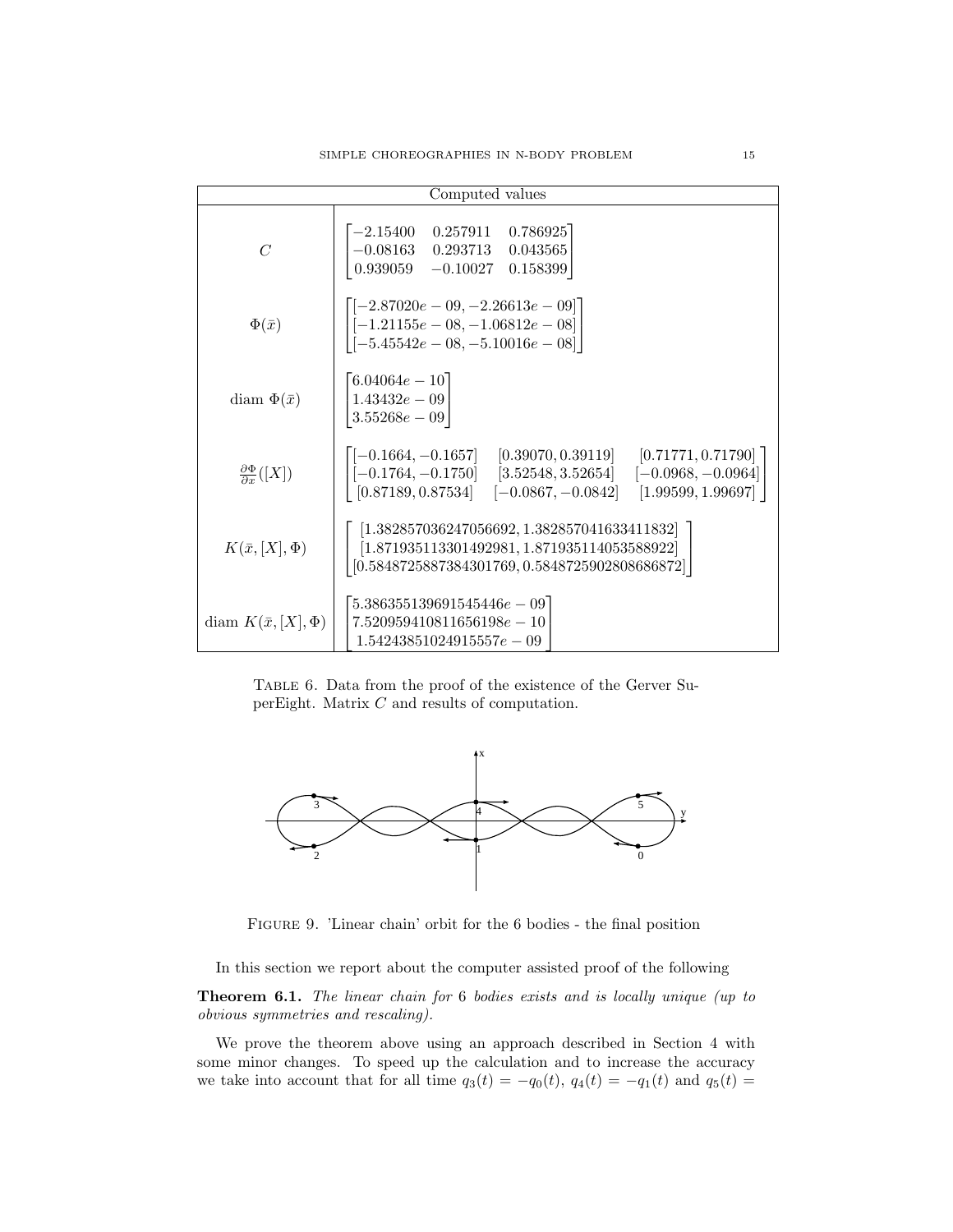| Computed values | |
|---|---|
| $C$ | $\begin{bmatrix} -2.15400 & 0.257911 & 0.786925 \\ -0.08163 & 0.293713 & 0.043565 \\ 0.939059 & -0.10027 & 0.158399 \end{bmatrix}$ |
| $\Phi(\bar{x})$ | $\begin{bmatrix} [-2.87020e-09, -2.26613e-09] \\ [-1.21155e-08, -1.06812e-08] \\ [-5.45542e-08, -5.10016e-08] \end{bmatrix}$ |
| diam $\Phi(\bar{x})$ | $\begin{bmatrix} 6.04064e-10 \\ 1.43432e-09 \\ 3.55268e-09 \end{bmatrix}$ |
| $\frac{\partial \Phi}{\partial x}([X])$ | $\begin{bmatrix} [-0.1664, -0.1657] & [0.39070, 0.39119] & [0.71771, 0.71790] \\ [-0.1764, -0.1750] & [3.52548, 3.52654] & [-0.0968, -0.0964] \\ [0.87189, 0.87534] & [-0.0867, -0.0842] & [1.99599, 1.99697] \end{bmatrix}$ |
| $K(\bar{x}, [X], \Phi)$ | $\begin{bmatrix} [1.382857036247056692, 1.382857041633411832] \\ [1.871935113301492981, 1.871935114053588922] \\ [0.5848725887384301769, 0.5848725902808686872] \end{bmatrix}$ |
| diam $K(\bar{x}, [X], \Phi)$ | $\begin{bmatrix} 5.386355139691545446e-09 \\ 7.520959410811656198e-10 \\ 1.54243851024915557e-09 \end{bmatrix}$ |

Table 6. Data from the proof of the existence of the Gerver SuperEight. Matrix $C$ and results of computation.

x
y
3
4
5
2
1
0

Figure 9. 'Linear chain' orbit for the 6 bodies - the final position

In this section we report about the computer assisted proof of the following

**Theorem 6.1.** *The linear chain for* 6 *bodies exists and is locally unique (up to obvious symmetries and rescaling).*

We prove the theorem above using an approach described in Section 4 with some minor changes. To speed up the calculation and to increase the accuracy we take into account that for all time $q_3(t) = -q_0(t)$, $q_4(t) = -q_1(t)$ and $q_5(t) =$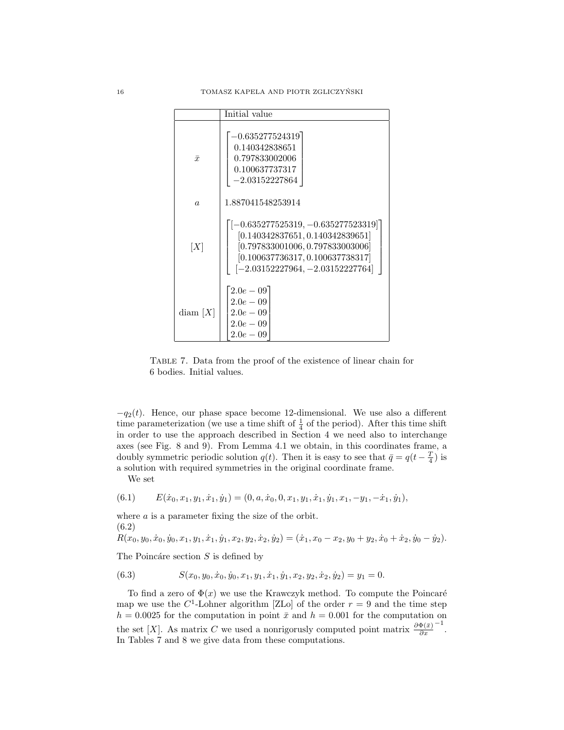| | Initial value |
|---|---|
| $\bar{x}$ | $\begin{bmatrix} -0.635277524319 \\ 0.140342838651 \\ 0.797833002006 \\ 0.100637737317 \\ -2.03152227864 \end{bmatrix}$ |
| $a$ | 1.887041548253914 |
| $[X]$ | $\begin{bmatrix} [-0.635277525319, -0.635277523319] \\ [0.140342837651, 0.140342839651] \\ [0.797833001006, 0.797833003006] \\ [0.100637736317, 0.100637738317] \\ [-2.03152227964, -2.03152227764] \end{bmatrix}$ |
| diam $[X]$ | $\begin{bmatrix} 2.0e-09 \\ 2.0e-09 \\ 2.0e-09 \\ 2.0e-09 \\ 2.0e-09 \end{bmatrix}$ |

TABLE 7. Data from the proof of the existence of linear chain for 6 bodies. Initial values.

$-q_2(t)$. Hence, our phase space become 12-dimensional. We use also a different time parameterization (we use a time shift of $\frac{1}{4}$ of the period). After this time shift in order to use the approach described in Section 4 we need also to interchange axes (see Fig. 8 and 9). From Lemma 4.1 we obtain, in this coordinates frame, a doubly symmetric periodic solution $q(t)$. Then it is easy to see that $\bar{q} = q(t - \frac{T}{4})$ is a solution with required symmetries in the original coordinate frame.

We set

$$E(\dot{x}_0, x_1, y_1, \dot{x}_1, \dot{y}_1) = (0, a, \dot{x}_0, 0, x_1, y_1, \dot{x}_1, \dot{y}_1, x_1, -y_1, -\dot{x}_1, \dot{y}_1), \tag{6.1}$$

where $a$ is a parameter fixing the size of the orbit.

$$R(x_0, y_0, \dot{x}_0, \dot{y}_0, x_1, y_1, \dot{x}_1, \dot{y}_1, x_2, y_2, \dot{x}_2, \dot{y}_2) = (\dot{x}_1, x_0 - x_2, y_0 + y_2, \dot{x}_0 + \dot{x}_2, \dot{y}_0 - \dot{y}_2). \tag{6.2}$$

The Poincáre section $S$ is defined by

$$S(x_0, y_0, \dot{x}_0, \dot{y}_0, x_1, y_1, \dot{x}_1, \dot{y}_1, x_2, y_2, \dot{x}_2, \dot{y}_2) = y_1 = 0. \tag{6.3}$$

To find a zero of $\Phi(x)$ we use the Krawczyk method. To compute the Poincaré map we use the $C^1$-Lohner algorithm [ZLo] of the order $r = 9$ and the time step $h = 0.0025$ for the computation in point $\bar{x}$ and $h = 0.001$ for the computation on the set $[X]$. As matrix $C$ we used a nonrigorusly computed point matrix $\frac{\partial \Phi(\bar{x})}{\partial x}^{-1}$. In Tables 7 and 8 we give data from these computations.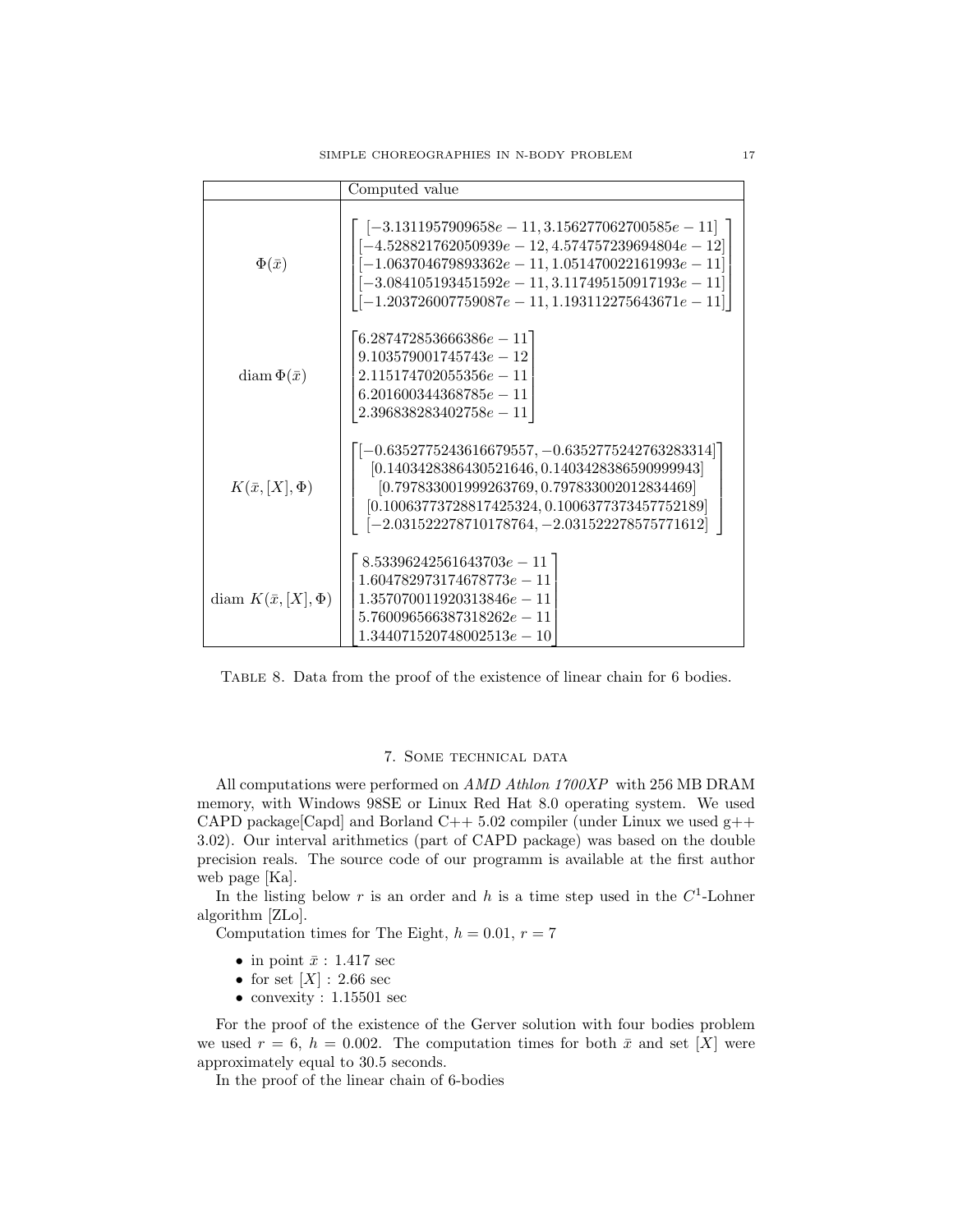| | Computed value |
|---|---|
| $\Phi(\bar{x})$ | $\begin{bmatrix} [-3.1311957909658e-11, 3.156277062700585e-11] \\ [-4.528821762050939e-12, 4.574757239694804e-12] \\ [-1.063704679893362e-11, 1.051470022161993e-11] \\ [-3.084105193451592e-11, 3.117495150917193e-11] \\ [-1.203726007759087e-11, 1.193112275643671e-11] \end{bmatrix}$ |
| $\operatorname{diam}\Phi(\bar{x})$ | $\begin{bmatrix} 6.287472853666386e-11 \\ 9.103579001745743e-12 \\ 2.115174702055356e-11 \\ 6.201600344368785e-11 \\ 2.396838283402758e-11 \end{bmatrix}$ |
| $K(\bar{x}, [X], \Phi)$ | $\begin{bmatrix} [-0.6352775243616679557, -0.6352775242763283314] \\ [0.1403428386430521646, 0.1403428386590999943] \\ [0.797833001999263769, 0.797833002012834469] \\ [0.10063773728817425324, 0.1006377373457752189] \\ [-2.031522278710178764, -2.031522278575771612] \end{bmatrix}$ |
| $\operatorname{diam} K(\bar{x}, [X], \Phi)$ | $\begin{bmatrix} 8.53396242561643703e-11 \\ 1.604782973174678773e-11 \\ 1.357070011920313846e-11 \\ 5.760096566387318262e-11 \\ 1.344071520748002513e-10 \end{bmatrix}$ |

Table 8. Data from the proof of the existence of linear chain for 6 bodies.

## 7. Some technical data

All computations were performed on *AMD Athlon 1700XP* with 256 MB DRAM memory, with Windows 98SE or Linux Red Hat 8.0 operating system. We used CAPD package[Capd] and Borland C++ 5.02 compiler (under Linux we used g++ 3.02). Our interval arithmetics (part of CAPD package) was based on the double precision reals. The source code of our programm is available at the first author web page [Ka].

In the listing below $r$ is an order and $h$ is a time step used in the $C^1$-Lohner algorithm [ZLo].

Computation times for The Eight, $h = 0.01$, $r = 7$

- in point $\bar{x}$ : 1.417 sec
- for set $[X]$ : 2.66 sec
- convexity : 1.15501 sec

For the proof of the existence of the Gerver solution with four bodies problem we used $r = 6$, $h = 0.002$. The computation times for both $\bar{x}$ and set $[X]$ were approximately equal to 30.5 seconds.

In the proof of the linear chain of 6-bodies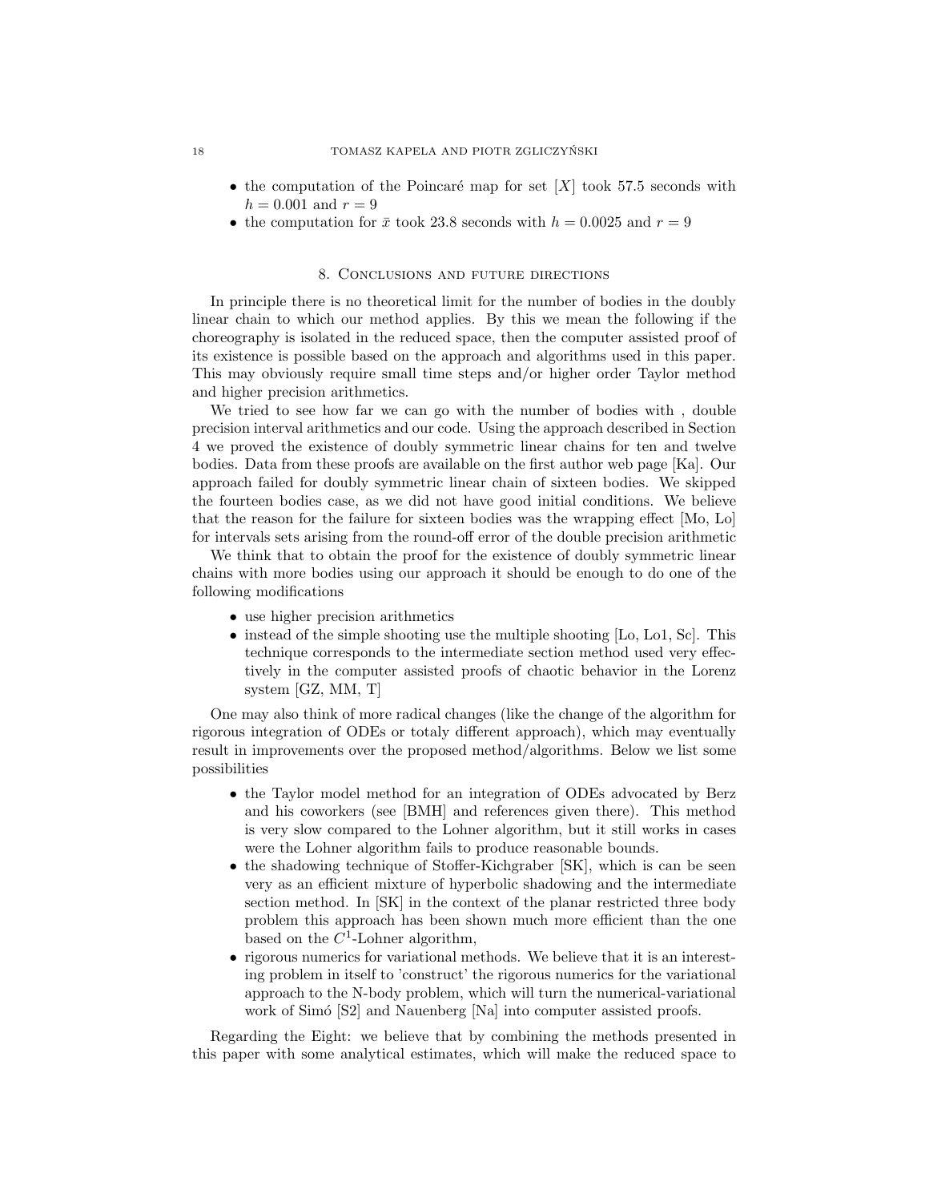- the computation of the Poincaré map for set $[X]$ took 57.5 seconds with $h = 0.001$ and $r = 9$
- the computation for $\bar{x}$ took 23.8 seconds with $h = 0.0025$ and $r = 9$

## 8. Conclusions and future directions

In principle there is no theoretical limit for the number of bodies in the doubly linear chain to which our method applies. By this we mean the following if the choreography is isolated in the reduced space, then the computer assisted proof of its existence is possible based on the approach and algorithms used in this paper. This may obviously require small time steps and/or higher order Taylor method and higher precision arithmetics.

We tried to see how far we can go with the number of bodies with , double precision interval arithmetics and our code. Using the approach described in Section 4 we proved the existence of doubly symmetric linear chains for ten and twelve bodies. Data from these proofs are available on the first author web page [Ka]. Our approach failed for doubly symmetric linear chain of sixteen bodies. We skipped the fourteen bodies case, as we did not have good initial conditions. We believe that the reason for the failure for sixteen bodies was the wrapping effect [Mo, Lo] for intervals sets arising from the round-off error of the double precision arithmetic

We think that to obtain the proof for the existence of doubly symmetric linear chains with more bodies using our approach it should be enough to do one of the following modifications

- use higher precision arithmetics
- instead of the simple shooting use the multiple shooting [Lo, Lo1, Sc]. This technique corresponds to the intermediate section method used very effectively in the computer assisted proofs of chaotic behavior in the Lorenz system [GZ, MM, T]

One may also think of more radical changes (like the change of the algorithm for rigorous integration of ODEs or totaly different approach), which may eventually result in improvements over the proposed method/algorithms. Below we list some possibilities

- the Taylor model method for an integration of ODEs advocated by Berz and his coworkers (see [BMH] and references given there). This method is very slow compared to the Lohner algorithm, but it still works in cases were the Lohner algorithm fails to produce reasonable bounds.
- the shadowing technique of Stoffer-Kichgraber [SK], which is can be seen very as an efficient mixture of hyperbolic shadowing and the intermediate section method. In [SK] in the context of the planar restricted three body problem this approach has been shown much more efficient than the one based on the $C^1$-Lohner algorithm,
- rigorous numerics for variational methods. We believe that it is an interesting problem in itself to 'construct' the rigorous numerics for the variational approach to the N-body problem, which will turn the numerical-variational work of Simó [S2] and Nauenberg [Na] into computer assisted proofs.

Regarding the Eight: we believe that by combining the methods presented in this paper with some analytical estimates, which will make the reduced space to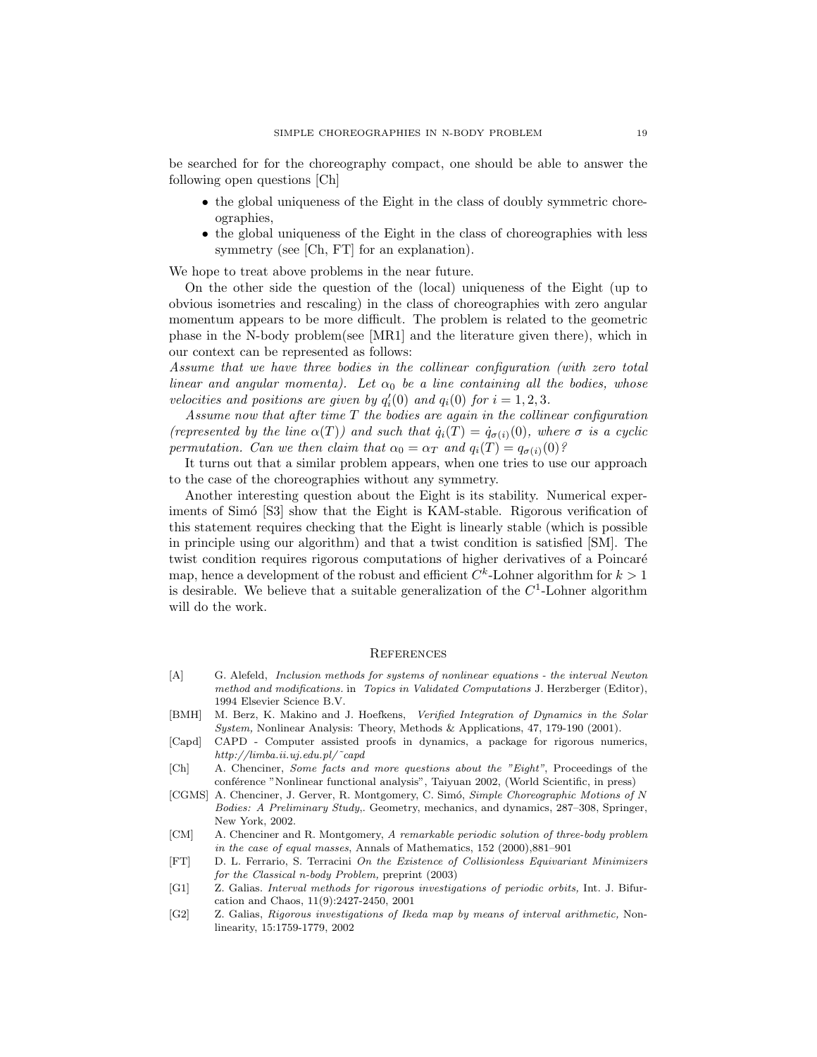be searched for for the choreography compact, one should be able to answer the following open questions [Ch]

- the global uniqueness of the Eight in the class of doubly symmetric choreographies,
- the global uniqueness of the Eight in the class of choreographies with less symmetry (see [Ch, FT] for an explanation).

We hope to treat above problems in the near future.

On the other side the question of the (local) uniqueness of the Eight (up to obvious isometries and rescaling) in the class of choreographies with zero angular momentum appears to be more difficult. The problem is related to the geometric phase in the N-body problem(see [MR1] and the literature given there), which in our context can be represented as follows:

*Assume that we have three bodies in the collinear configuration (with zero total linear and angular momenta). Let $\alpha_0$ be a line containing all the bodies, whose velocities and positions are given by $q_i'(0)$ and $q_i(0)$ for $i = 1, 2, 3$.*

*Assume now that after time $T$ the bodies are again in the collinear configuration (represented by the line $\alpha(T)$) and such that $\dot{q}_i(T) = \dot{q}_{\sigma(i)}(0)$, where $\sigma$ is a cyclic permutation. Can we then claim that $\alpha_0 = \alpha_T$ and $q_i(T) = q_{\sigma(i)}(0)$?*

It turns out that a similar problem appears, when one tries to use our approach to the case of the choreographies without any symmetry.

Another interesting question about the Eight is its stability. Numerical experiments of Simó [S3] show that the Eight is KAM-stable. Rigorous verification of this statement requires checking that the Eight is linearly stable (which is possible in principle using our algorithm) and that a twist condition is satisfied [SM]. The twist condition requires rigorous computations of higher derivatives of a Poincaré map, hence a development of the robust and efficient $C^k$-Lohner algorithm for $k > 1$ is desirable. We believe that a suitable generalization of the $C^1$-Lohner algorithm will do the work.

## References

[A] G. Alefeld, *Inclusion methods for systems of nonlinear equations - the interval Newton method and modifications.* in *Topics in Validated Computations* J. Herzberger (Editor), 1994 Elsevier Science B.V.

[BMH] M. Berz, K. Makino and J. Hoefkens, *Verified Integration of Dynamics in the Solar System,* Nonlinear Analysis: Theory, Methods & Applications, 47, 179-190 (2001).

[Capd] CAPD - Computer assisted proofs in dynamics, a package for rigorous numerics, *http://limba.ii.uj.edu.pl/~capd*

[Ch] A. Chenciner, *Some facts and more questions about the "Eight"*, Proceedings of the conférence "Nonlinear functional analysis", Taiyuan 2002, (World Scientific, in press)

[CGMS] A. Chenciner, J. Gerver, R. Montgomery, C. Simó, *Simple Choreographic Motions of N Bodies: A Preliminary Study,*. Geometry, mechanics, and dynamics, 287–308, Springer, New York, 2002.

[CM] A. Chenciner and R. Montgomery, *A remarkable periodic solution of three-body problem in the case of equal masses*, Annals of Mathematics, 152 (2000),881–901

[FT] D. L. Ferrario, S. Terracini *On the Existence of Collisionless Equivariant Minimizers for the Classical n-body Problem,* preprint (2003)

[G1] Z. Galias. *Interval methods for rigorous investigations of periodic orbits,* Int. J. Bifurcation and Chaos, 11(9):2427-2450, 2001

[G2] Z. Galias, *Rigorous investigations of Ikeda map by means of interval arithmetic,* Nonlinearity, 15:1759-1779, 2002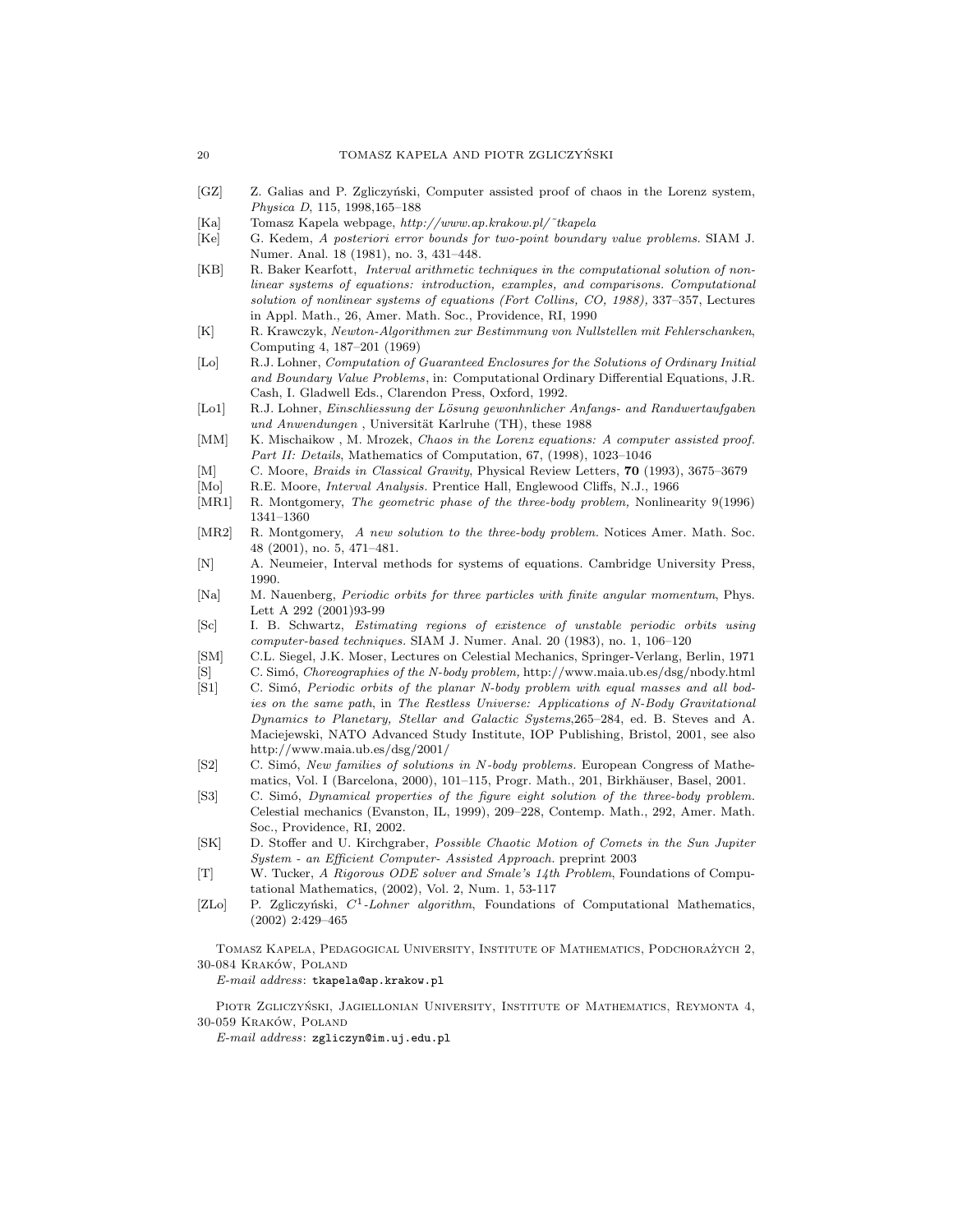[GZ] Z. Galias and P. Zgliczyński, Computer assisted proof of chaos in the Lorenz system, *Physica D*, 115, 1998,165–188

[Ka] Tomasz Kapela webpage, *http://www.ap.krakow.pl/~tkapela*

[Ke] G. Kedem, *A posteriori error bounds for two-point boundary value problems.* SIAM J. Numer. Anal. 18 (1981), no. 3, 431–448.

[KB] R. Baker Kearfott, *Interval arithmetic techniques in the computational solution of nonlinear systems of equations: introduction, examples, and comparisons. Computational solution of nonlinear systems of equations (Fort Collins, CO, 1988),* 337–357, Lectures in Appl. Math., 26, Amer. Math. Soc., Providence, RI, 1990

[K] R. Krawczyk, *Newton-Algorithmen zur Bestimmung von Nullstellen mit Fehlerschanken*, Computing 4, 187–201 (1969)

[Lo] R.J. Lohner, *Computation of Guaranteed Enclosures for the Solutions of Ordinary Initial and Boundary Value Problems*, in: Computational Ordinary Differential Equations, J.R. Cash, I. Gladwell Eds., Clarendon Press, Oxford, 1992.

[Lo1] R.J. Lohner, *Einschliessung der Lösung gewonhnlicher Anfangs- and Randwertaufgaben und Anwendungen* , Universität Karlruhe (TH), these 1988

[MM] K. Mischaikow , M. Mrozek, *Chaos in the Lorenz equations: A computer assisted proof. Part II: Details*, Mathematics of Computation, 67, (1998), 1023–1046

[M] C. Moore, *Braids in Classical Gravity*, Physical Review Letters, **70** (1993), 3675–3679

[Mo] R.E. Moore, *Interval Analysis.* Prentice Hall, Englewood Cliffs, N.J., 1966

[MR1] R. Montgomery, *The geometric phase of the three-body problem,* Nonlinearity 9(1996) 1341–1360

[MR2] R. Montgomery, *A new solution to the three-body problem.* Notices Amer. Math. Soc. 48 (2001), no. 5, 471–481.

[N] A. Neumeier, Interval methods for systems of equations. Cambridge University Press, 1990.

[Na] M. Nauenberg, *Periodic orbits for three particles with finite angular momentum*, Phys. Lett A 292 (2001)93-99

[Sc] I. B. Schwartz, *Estimating regions of existence of unstable periodic orbits using computer-based techniques.* SIAM J. Numer. Anal. 20 (1983), no. 1, 106–120

[SM] C.L. Siegel, J.K. Moser, Lectures on Celestial Mechanics, Springer-Verlang, Berlin, 1971

[S] C. Simó, *Choreographies of the N-body problem,* http://www.maia.ub.es/dsg/nbody.html

[S1] C. Simó, *Periodic orbits of the planar N-body problem with equal masses and all bodies on the same path*, in *The Restless Universe: Applications of N-Body Gravitational Dynamics to Planetary, Stellar and Galactic Systems*,265–284, ed. B. Steves and A. Maciejewski, NATO Advanced Study Institute, IOP Publishing, Bristol, 2001, see also http://www.maia.ub.es/dsg/2001/

[S2] C. Simó, *New families of solutions in N-body problems.* European Congress of Mathematics, Vol. I (Barcelona, 2000), 101–115, Progr. Math., 201, Birkhäuser, Basel, 2001.

[S3] C. Simó, *Dynamical properties of the figure eight solution of the three-body problem.* Celestial mechanics (Evanston, IL, 1999), 209–228, Contemp. Math., 292, Amer. Math. Soc., Providence, RI, 2002.

[SK] D. Stoffer and U. Kirchgraber, *Possible Chaotic Motion of Comets in the Sun Jupiter System - an Efficient Computer- Assisted Approach.* preprint 2003

[T] W. Tucker, *A Rigorous ODE solver and Smale's 14th Problem*, Foundations of Computational Mathematics, (2002), Vol. 2, Num. 1, 53-117

[ZLo] P. Zgliczyński, *$C^1$-Lohner algorithm*, Foundations of Computational Mathematics, (2002) 2:429–465

Tomasz Kapela, Pedagogical University, Institute of Mathematics, Podchorażych 2, 30-084 Kraków, Poland

*E-mail address*: tkapela@ap.krakow.pl

Piotr Zgliczyński, Jagiellonian University, Institute of Mathematics, Reymonta 4, 30-059 Kraków, Poland

*E-mail address*: zgliczyn@im.uj.edu.pl